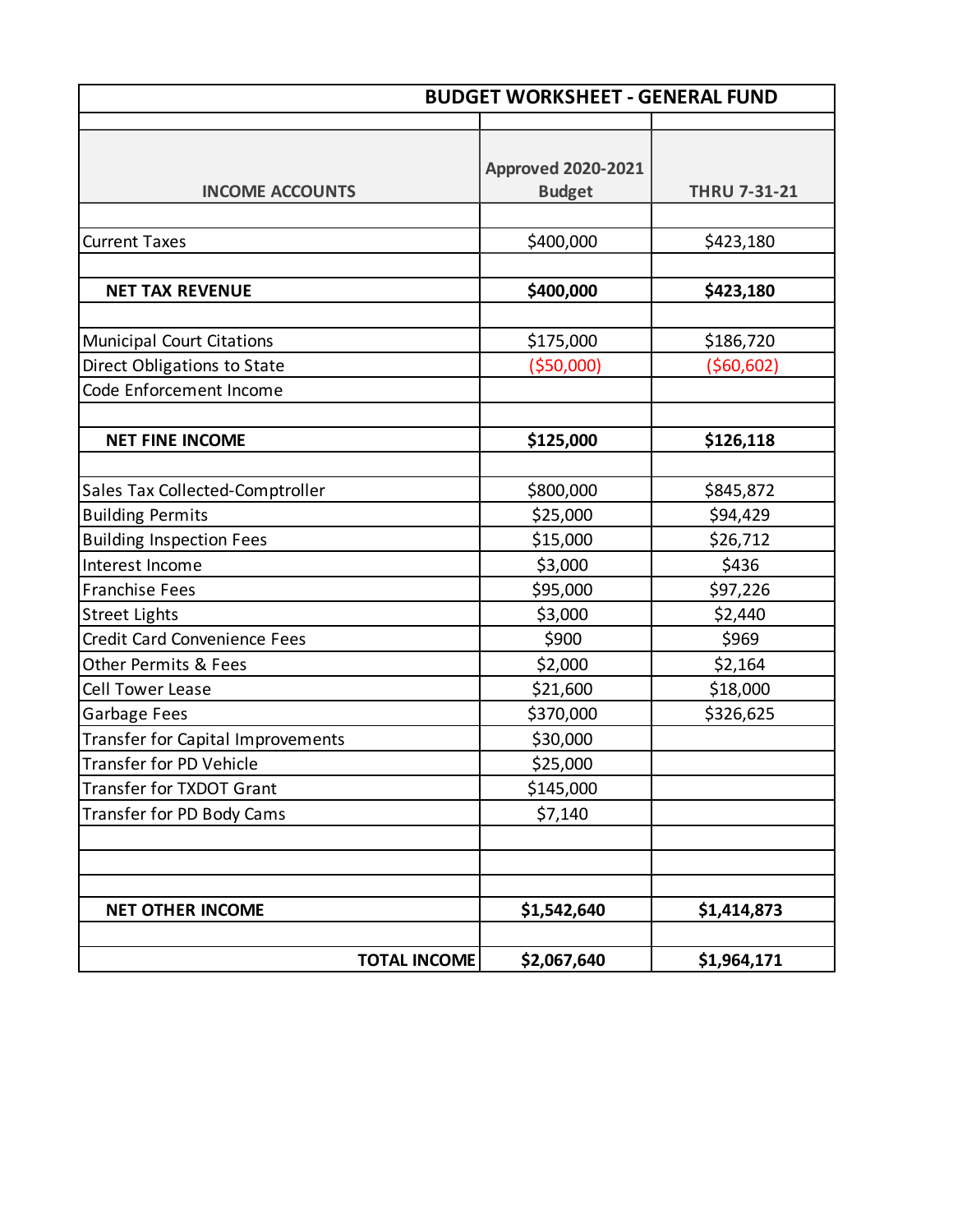## BUDGET WORKSHEET - GENERAL FUND

| INCOME ACCOUNTS | Approved 2020-2021 Budget | THRU 7-31-21 |
|---|---|---|
| Current Taxes | $400,000 | $423,180 |
| **NET TAX REVENUE** | **$400,000** | **$423,180** |
| Municipal Court Citations | $175,000 | $186,720 |
| Direct Obligations to State | ($50,000) | ($60,602) |
| Code Enforcement Income | | |
| **NET FINE INCOME** | **$125,000** | **$126,118** |
| Sales Tax Collected-Comptroller | $800,000 | $845,872 |
| Building Permits | $25,000 | $94,429 |
| Building Inspection Fees | $15,000 | $26,712 |
| Interest Income | $3,000 | $436 |
| Franchise Fees | $95,000 | $97,226 |
| Street Lights | $3,000 | $2,440 |
| Credit Card Convenience Fees | $900 | $969 |
| Other Permits & Fees | $2,000 | $2,164 |
| Cell Tower Lease | $21,600 | $18,000 |
| Garbage Fees | $370,000 | $326,625 |
| Transfer for Capital Improvements | $30,000 | |
| Transfer for PD Vehicle | $25,000 | |
| Transfer for TXDOT Grant | $145,000 | |
| Transfer for PD Body Cams | $7,140 | |
| **NET OTHER INCOME** | **$1,542,640** | **$1,414,873** |
| **TOTAL INCOME** | **$2,067,640** | **$1,964,171** |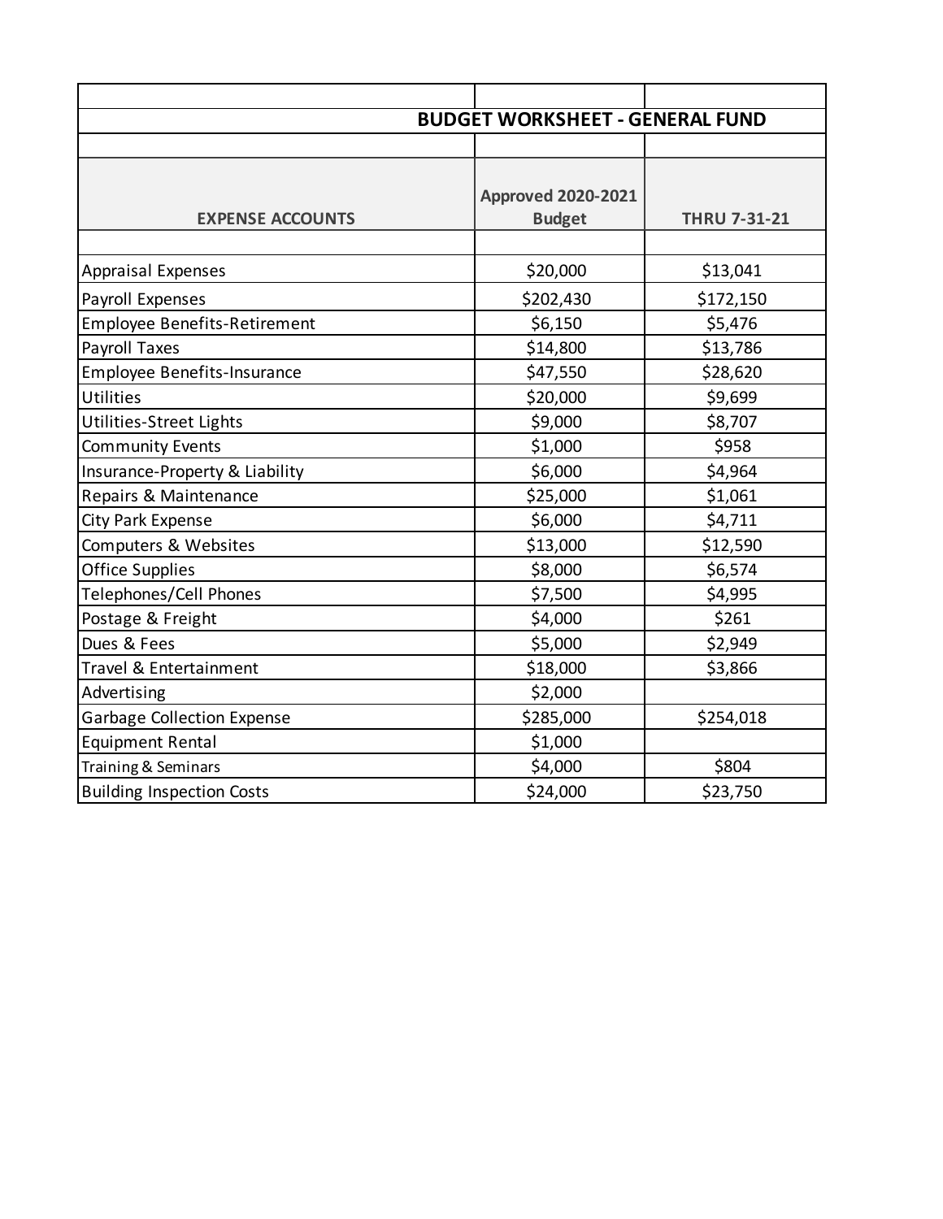## BUDGET WORKSHEET - GENERAL FUND

| EXPENSE ACCOUNTS | Approved 2020-2021 Budget | THRU 7-31-21 |
|---|---|---|
| Appraisal Expenses | $20,000 | $13,041 |
| Payroll Expenses | $202,430 | $172,150 |
| Employee Benefits-Retirement | $6,150 | $5,476 |
| Payroll Taxes | $14,800 | $13,786 |
| Employee Benefits-Insurance | $47,550 | $28,620 |
| Utilities | $20,000 | $9,699 |
| Utilities-Street Lights | $9,000 | $8,707 |
| Community Events | $1,000 | $958 |
| Insurance-Property & Liability | $6,000 | $4,964 |
| Repairs & Maintenance | $25,000 | $1,061 |
| City Park Expense | $6,000 | $4,711 |
| Computers & Websites | $13,000 | $12,590 |
| Office Supplies | $8,000 | $6,574 |
| Telephones/Cell Phones | $7,500 | $4,995 |
| Postage & Freight | $4,000 | $261 |
| Dues & Fees | $5,000 | $2,949 |
| Travel & Entertainment | $18,000 | $3,866 |
| Advertising | $2,000 | |
| Garbage Collection Expense | $285,000 | $254,018 |
| Equipment Rental | $1,000 | |
| Training & Seminars | $4,000 | $804 |
| Building Inspection Costs | $24,000 | $23,750 |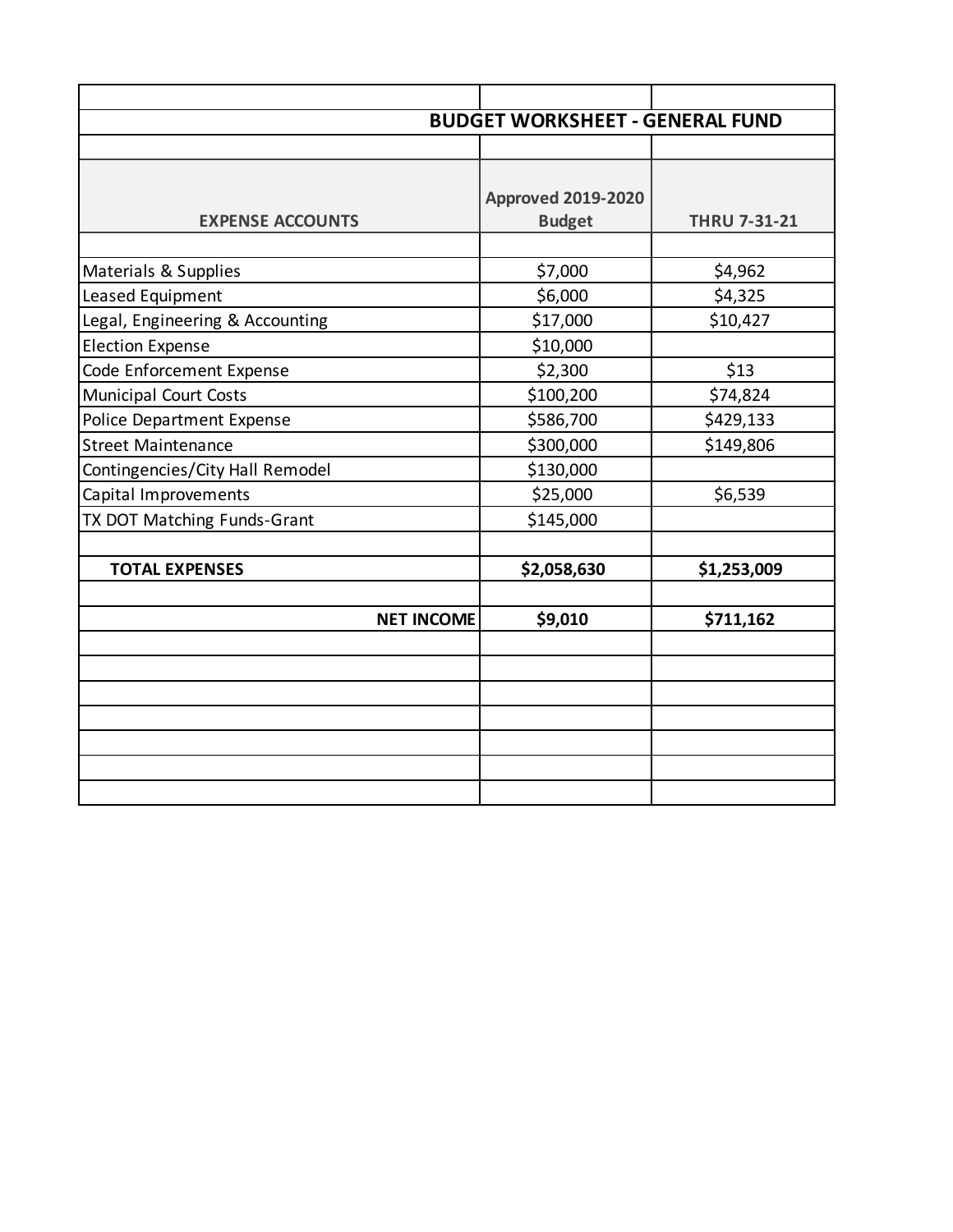## BUDGET WORKSHEET - GENERAL FUND

| EXPENSE ACCOUNTS | Approved 2019-2020 Budget | THRU 7-31-21 |
|---|---|---|
| Materials & Supplies | $7,000 | $4,962 |
| Leased Equipment | $6,000 | $4,325 |
| Legal, Engineering & Accounting | $17,000 | $10,427 |
| Election Expense | $10,000 | |
| Code Enforcement Expense | $2,300 | $13 |
| Municipal Court Costs | $100,200 | $74,824 |
| Police Department Expense | $586,700 | $429,133 |
| Street Maintenance | $300,000 | $149,806 |
| Contingencies/City Hall Remodel | $130,000 | |
| Capital Improvements | $25,000 | $6,539 |
| TX DOT Matching Funds-Grant | $145,000 | |
| | | |
| **TOTAL EXPENSES** | **$2,058,630** | **$1,253,009** |
| | | |
| **NET INCOME** | **$9,010** | **$711,162** |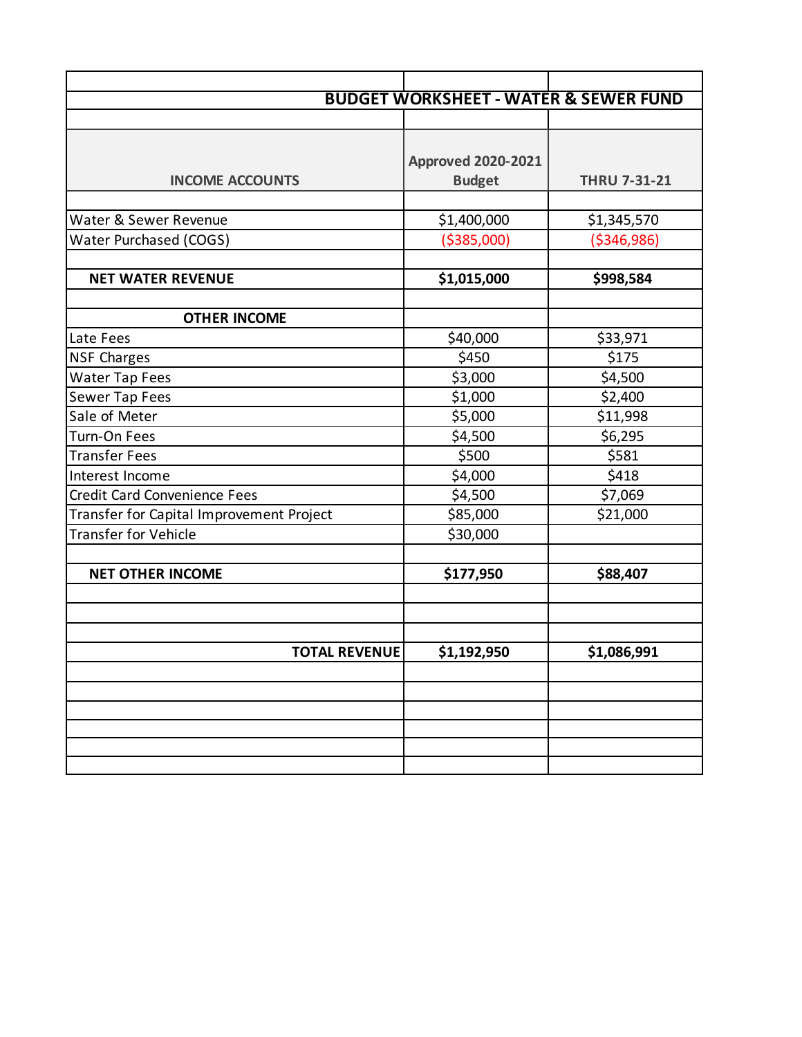## BUDGET WORKSHEET - WATER & SEWER FUND

| INCOME ACCOUNTS | Approved 2020-2021 Budget | THRU 7-31-21 |
|---|---|---|
| Water & Sewer Revenue | $1,400,000 | $1,345,570 |
| Water Purchased (COGS) | ($385,000) | ($346,986) |
| | | |
| **NET WATER REVENUE** | **$1,015,000** | **$998,584** |
| | | |
| **OTHER INCOME** | | |
| Late Fees | $40,000 | $33,971 |
| NSF Charges | $450 | $175 |
| Water Tap Fees | $3,000 | $4,500 |
| Sewer Tap Fees | $1,000 | $2,400 |
| Sale of Meter | $5,000 | $11,998 |
| Turn-On Fees | $4,500 | $6,295 |
| Transfer Fees | $500 | $581 |
| Interest Income | $4,000 | $418 |
| Credit Card Convenience Fees | $4,500 | $7,069 |
| Transfer for Capital Improvement Project | $85,000 | $21,000 |
| Transfer for Vehicle | $30,000 | |
| | | |
| **NET OTHER INCOME** | **$177,950** | **$88,407** |
| | | |
| **TOTAL REVENUE** | **$1,192,950** | **$1,086,991** |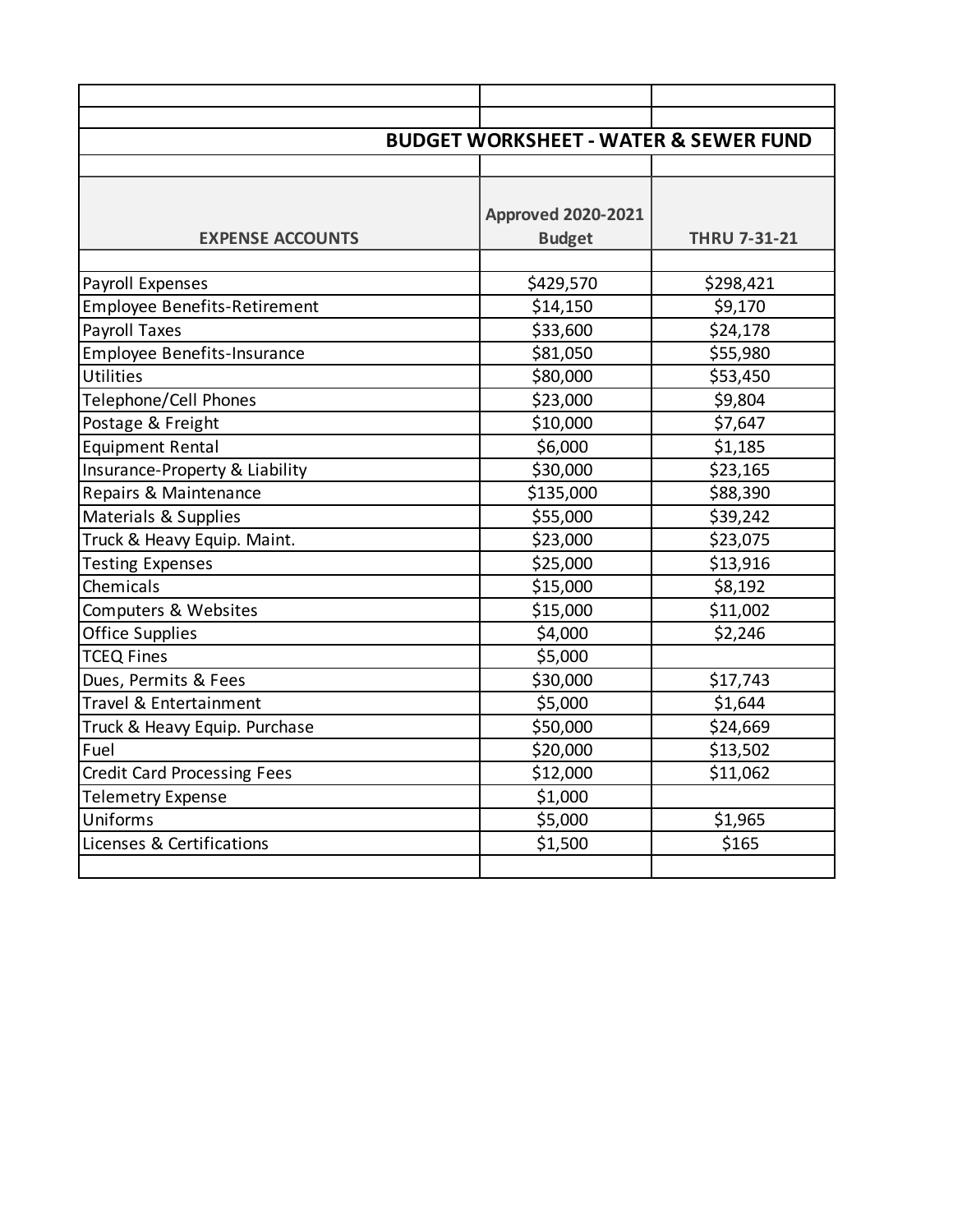## BUDGET WORKSHEET - WATER & SEWER FUND

| EXPENSE ACCOUNTS | Approved 2020-2021 Budget | THRU 7-31-21 |
|---|---|---|
| Payroll Expenses | $429,570 | $298,421 |
| Employee Benefits-Retirement | $14,150 | $9,170 |
| Payroll Taxes | $33,600 | $24,178 |
| Employee Benefits-Insurance | $81,050 | $55,980 |
| Utilities | $80,000 | $53,450 |
| Telephone/Cell Phones | $23,000 | $9,804 |
| Postage & Freight | $10,000 | $7,647 |
| Equipment Rental | $6,000 | $1,185 |
| Insurance-Property & Liability | $30,000 | $23,165 |
| Repairs & Maintenance | $135,000 | $88,390 |
| Materials & Supplies | $55,000 | $39,242 |
| Truck & Heavy Equip. Maint. | $23,000 | $23,075 |
| Testing Expenses | $25,000 | $13,916 |
| Chemicals | $15,000 | $8,192 |
| Computers & Websites | $15,000 | $11,002 |
| Office Supplies | $4,000 | $2,246 |
| TCEQ Fines | $5,000 | |
| Dues, Permits & Fees | $30,000 | $17,743 |
| Travel & Entertainment | $5,000 | $1,644 |
| Truck & Heavy Equip. Purchase | $50,000 | $24,669 |
| Fuel | $20,000 | $13,502 |
| Credit Card Processing Fees | $12,000 | $11,062 |
| Telemetry Expense | $1,000 | |
| Uniforms | $5,000 | $1,965 |
| Licenses & Certifications | $1,500 | $165 |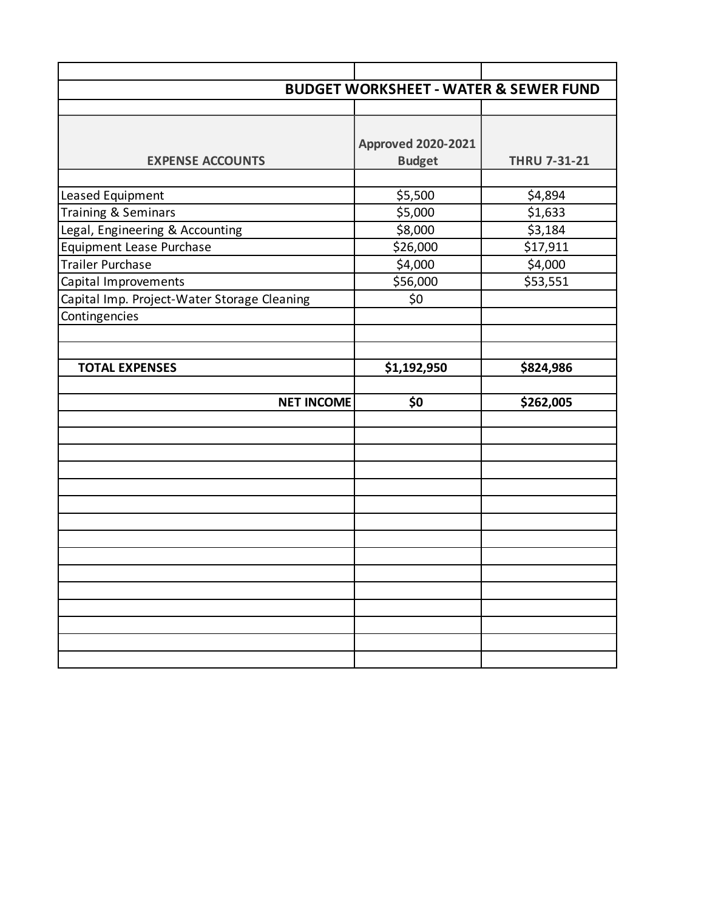## BUDGET WORKSHEET - WATER & SEWER FUND

| EXPENSE ACCOUNTS | Approved 2020-2021 Budget | THRU 7-31-21 |
| --- | --- | --- |
| Leased Equipment | $5,500 | $4,894 |
| Training & Seminars | $5,000 | $1,633 |
| Legal, Engineering & Accounting | $8,000 | $3,184 |
| Equipment Lease Purchase | $26,000 | $17,911 |
| Trailer Purchase | $4,000 | $4,000 |
| Capital Improvements | $56,000 | $53,551 |
| Capital Imp. Project-Water Storage Cleaning | $0 | |
| Contingencies | | |
| | | |
| | | |
| **TOTAL EXPENSES** | **$1,192,950** | **$824,986** |
| | | |
| **NET INCOME** | **$0** | **$262,005** |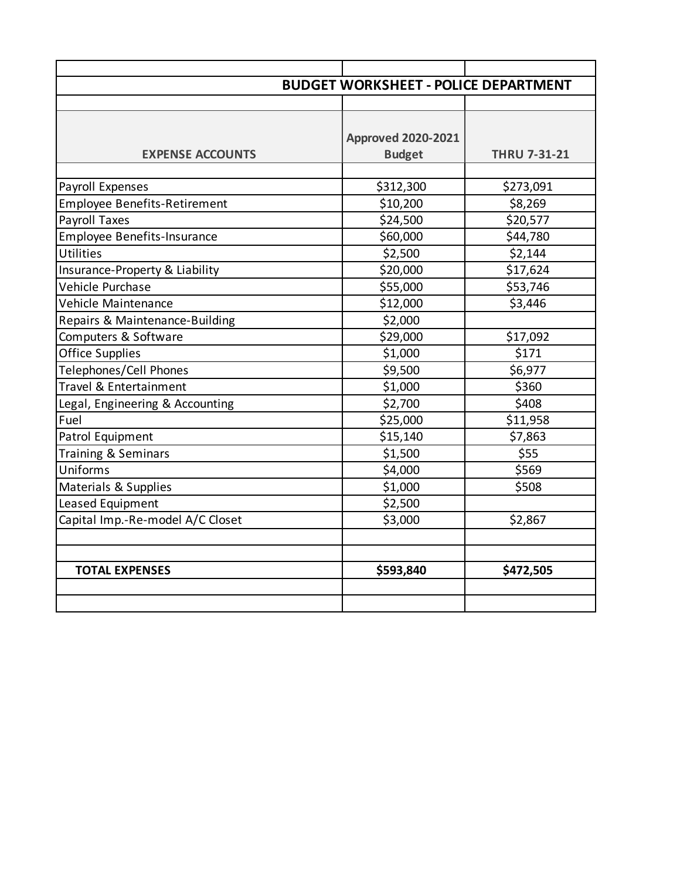## BUDGET WORKSHEET - POLICE DEPARTMENT

| EXPENSE ACCOUNTS | Approved 2020-2021 Budget | THRU 7-31-21 |
|---|---|---|
| Payroll Expenses | $312,300 | $273,091 |
| Employee Benefits-Retirement | $10,200 | $8,269 |
| Payroll Taxes | $24,500 | $20,577 |
| Employee Benefits-Insurance | $60,000 | $44,780 |
| Utilities | $2,500 | $2,144 |
| Insurance-Property & Liability | $20,000 | $17,624 |
| Vehicle Purchase | $55,000 | $53,746 |
| Vehicle Maintenance | $12,000 | $3,446 |
| Repairs & Maintenance-Building | $2,000 | |
| Computers & Software | $29,000 | $17,092 |
| Office Supplies | $1,000 | $171 |
| Telephones/Cell Phones | $9,500 | $6,977 |
| Travel & Entertainment | $1,000 | $360 |
| Legal, Engineering & Accounting | $2,700 | $408 |
| Fuel | $25,000 | $11,958 |
| Patrol Equipment | $15,140 | $7,863 |
| Training & Seminars | $1,500 | $55 |
| Uniforms | $4,000 | $569 |
| Materials & Supplies | $1,000 | $508 |
| Leased Equipment | $2,500 | |
| Capital Imp.-Re-model A/C Closet | $3,000 | $2,867 |
| | | |
| | | |
| **TOTAL EXPENSES** | **$593,840** | **$472,505** |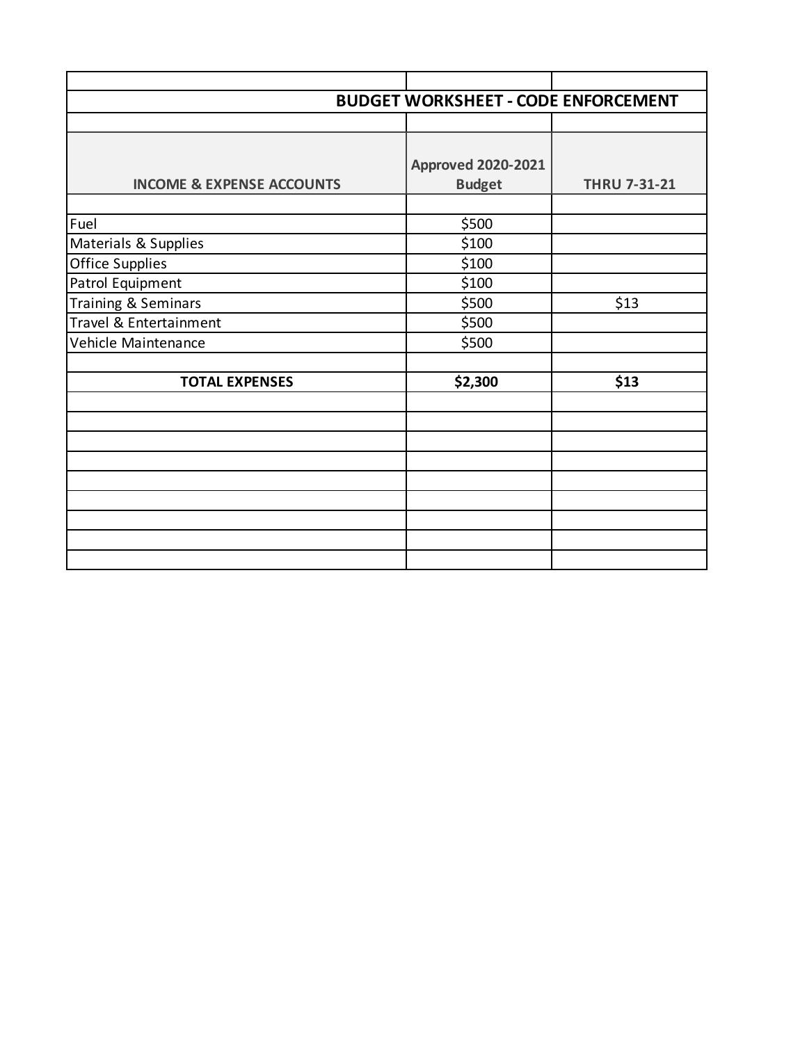## BUDGET WORKSHEET - CODE ENFORCEMENT

| INCOME & EXPENSE ACCOUNTS | Approved 2020-2021 Budget | THRU 7-31-21 |
|---|---|---|
| | | |
| Fuel | $500 | |
| Materials & Supplies | $100 | |
| Office Supplies | $100 | |
| Patrol Equipment | $100 | |
| Training & Seminars | $500 | $13 |
| Travel & Entertainment | $500 | |
| Vehicle Maintenance | $500 | |
| | | |
| **TOTAL EXPENSES** | **$2,300** | **$13** |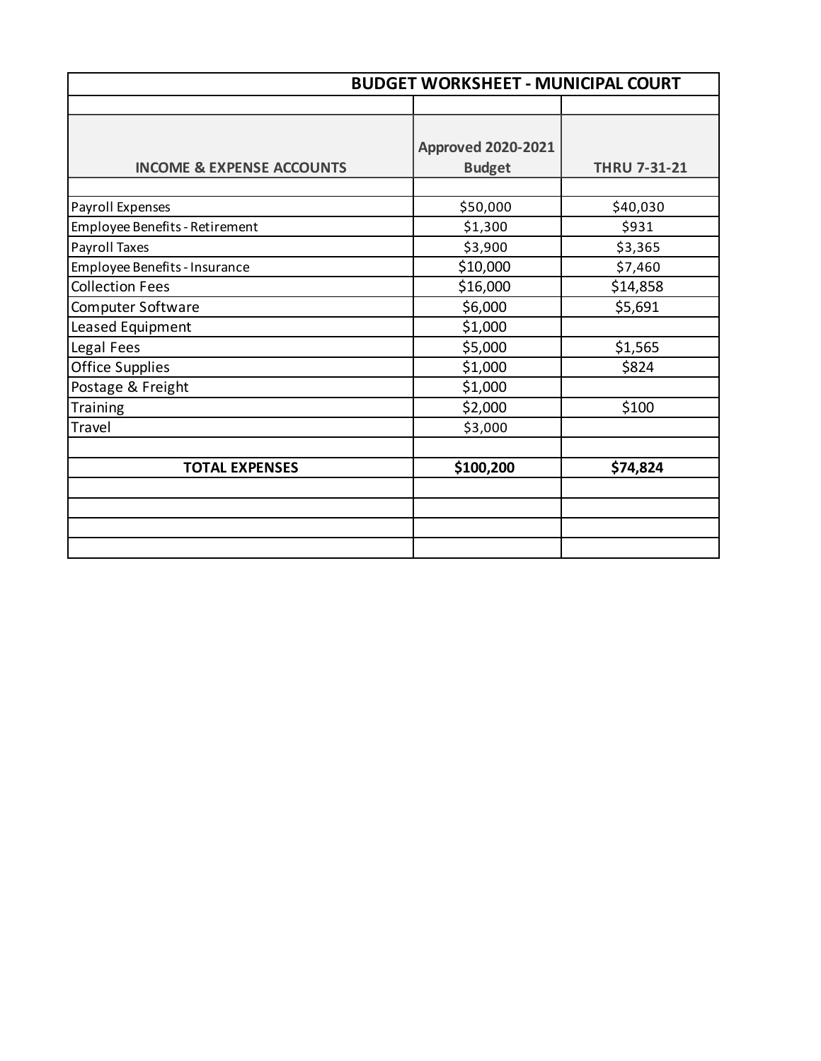# BUDGET WORKSHEET - MUNICIPAL COURT

| INCOME & EXPENSE ACCOUNTS | Approved 2020-2021 Budget | THRU 7-31-21 |
|---|---|---|
| Payroll Expenses | $50,000 | $40,030 |
| Employee Benefits - Retirement | $1,300 | $931 |
| Payroll Taxes | $3,900 | $3,365 |
| Employee Benefits - Insurance | $10,000 | $7,460 |
| Collection Fees | $16,000 | $14,858 |
| Computer Software | $6,000 | $5,691 |
| Leased Equipment | $1,000 | |
| Legal Fees | $5,000 | $1,565 |
| Office Supplies | $1,000 | $824 |
| Postage & Freight | $1,000 | |
| Training | $2,000 | $100 |
| Travel | $3,000 | |
| | | |
| **TOTAL EXPENSES** | **$100,200** | **$74,824** |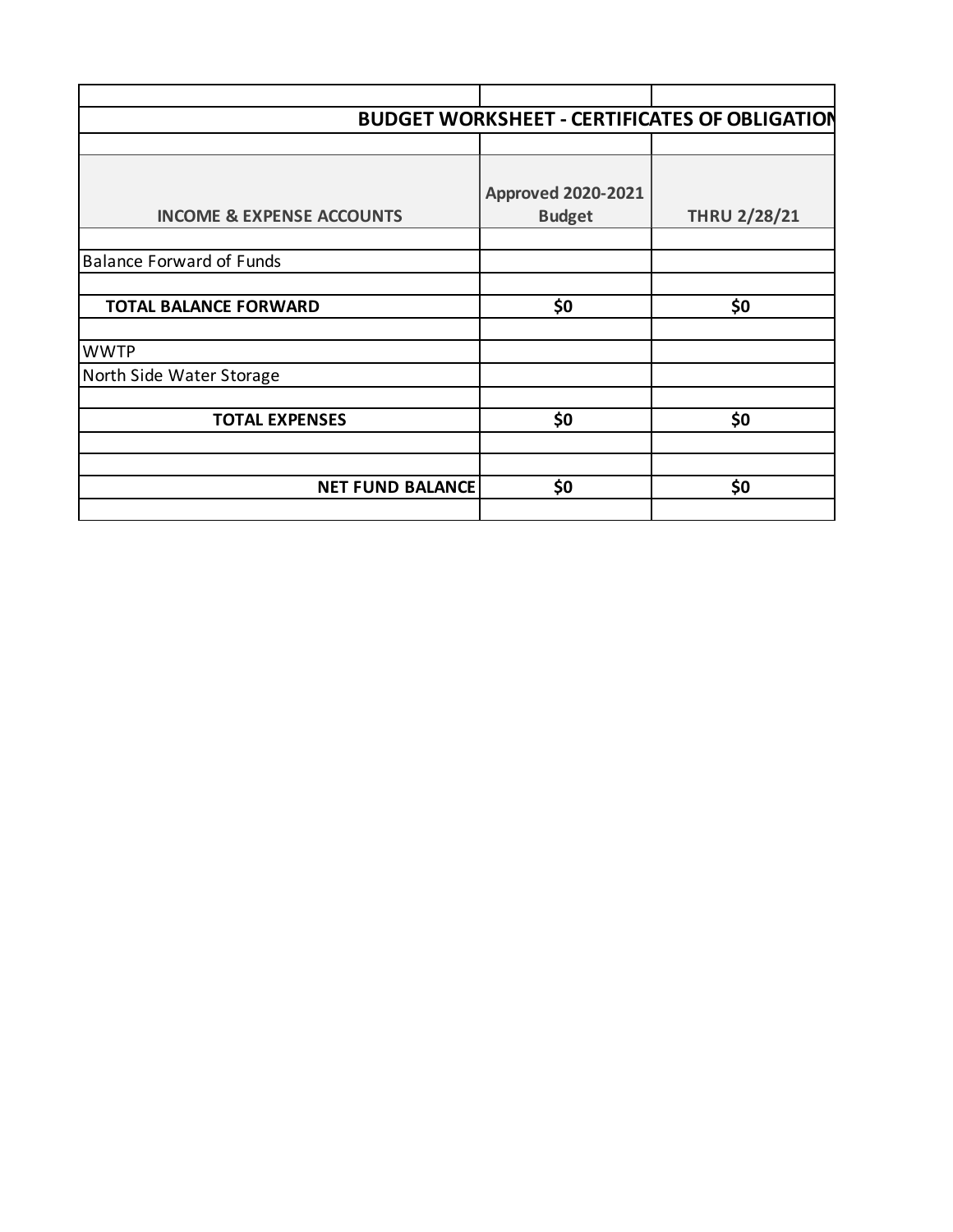| BUDGET WORKSHEET - CERTIFICATES OF OBLIGATION | | |
|---|---|---|
| **INCOME & EXPENSE ACCOUNTS** | **Approved 2020-2021 Budget** | **THRU 2/28/21** |
| | | |
| Balance Forward of Funds | | |
| | | |
| **TOTAL BALANCE FORWARD** | **$0** | **$0** |
| | | |
| WWTP | | |
| North Side Water Storage | | |
| | | |
| **TOTAL EXPENSES** | **$0** | **$0** |
| | | |
| | | |
| **NET FUND BALANCE** | **$0** | **$0** |
| | | |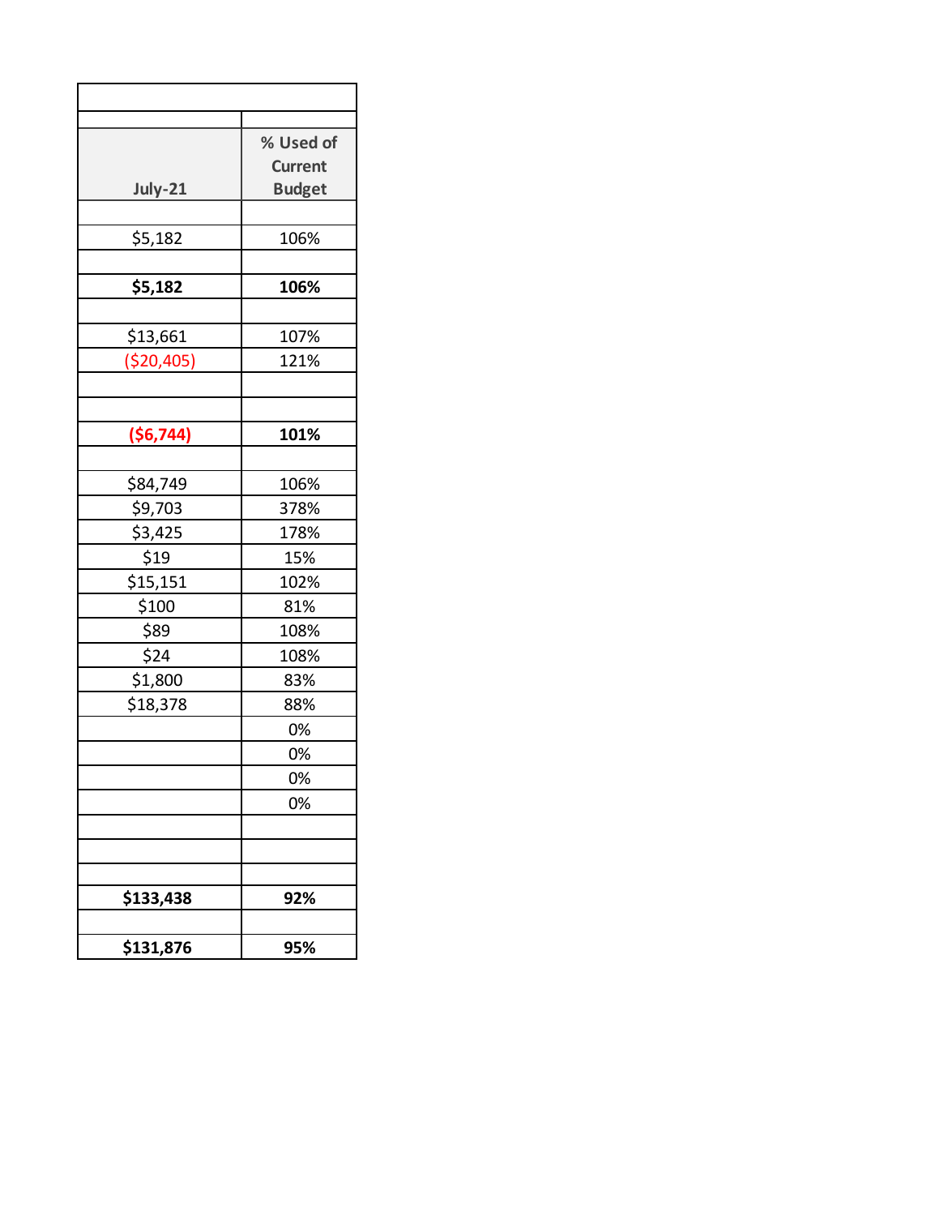| July-21 | % Used of Current Budget |
|---|---|
| | |
| $5,182 | 106% |
| | |
| **$5,182** | **106%** |
| | |
| $13,661 | 107% |
| ($20,405) | 121% |
| | |
| | |
| **($6,744)** | **101%** |
| | |
| $84,749 | 106% |
| $9,703 | 378% |
| $3,425 | 178% |
| $19 | 15% |
| $15,151 | 102% |
| $100 | 81% |
| $89 | 108% |
| $24 | 108% |
| $1,800 | 83% |
| $18,378 | 88% |
| | 0% |
| | 0% |
| | 0% |
| | 0% |
| | |
| | |
| | |
| **$133,438** | **92%** |
| | |
| **$131,876** | **95%** |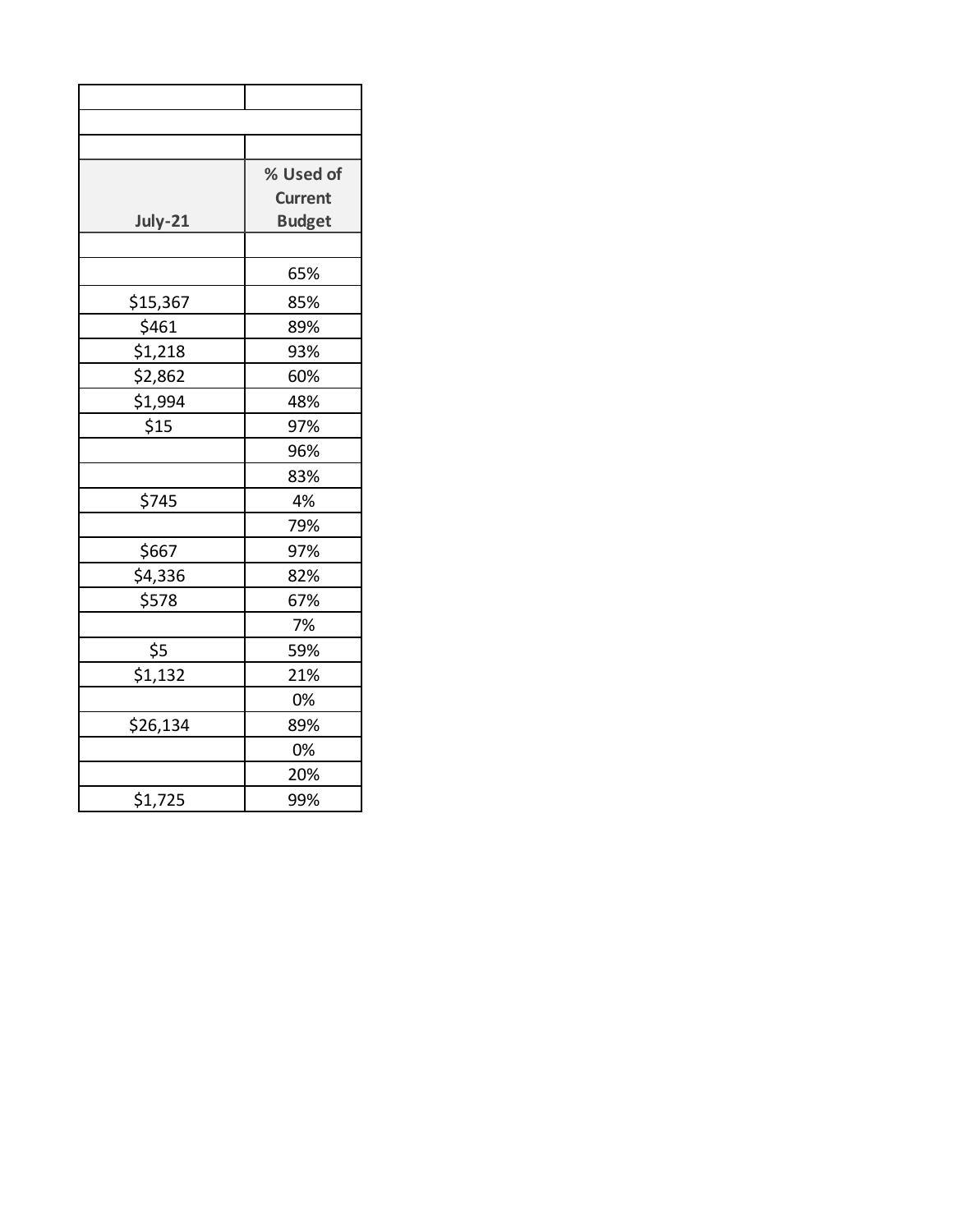| | |
|---|---|
| | |
| | |
| **July-21** | **% Used of Current Budget** |
| | |
| | 65% |
| $15,367 | 85% |
| $461 | 89% |
| $1,218 | 93% |
| $2,862 | 60% |
| $1,994 | 48% |
| $15 | 97% |
| | 96% |
| | 83% |
| $745 | 4% |
| | 79% |
| $667 | 97% |
| $4,336 | 82% |
| $578 | 67% |
| | 7% |
| $5 | 59% |
| $1,132 | 21% |
| | 0% |
| $26,134 | 89% |
| | 0% |
| | 20% |
| $1,725 | 99% |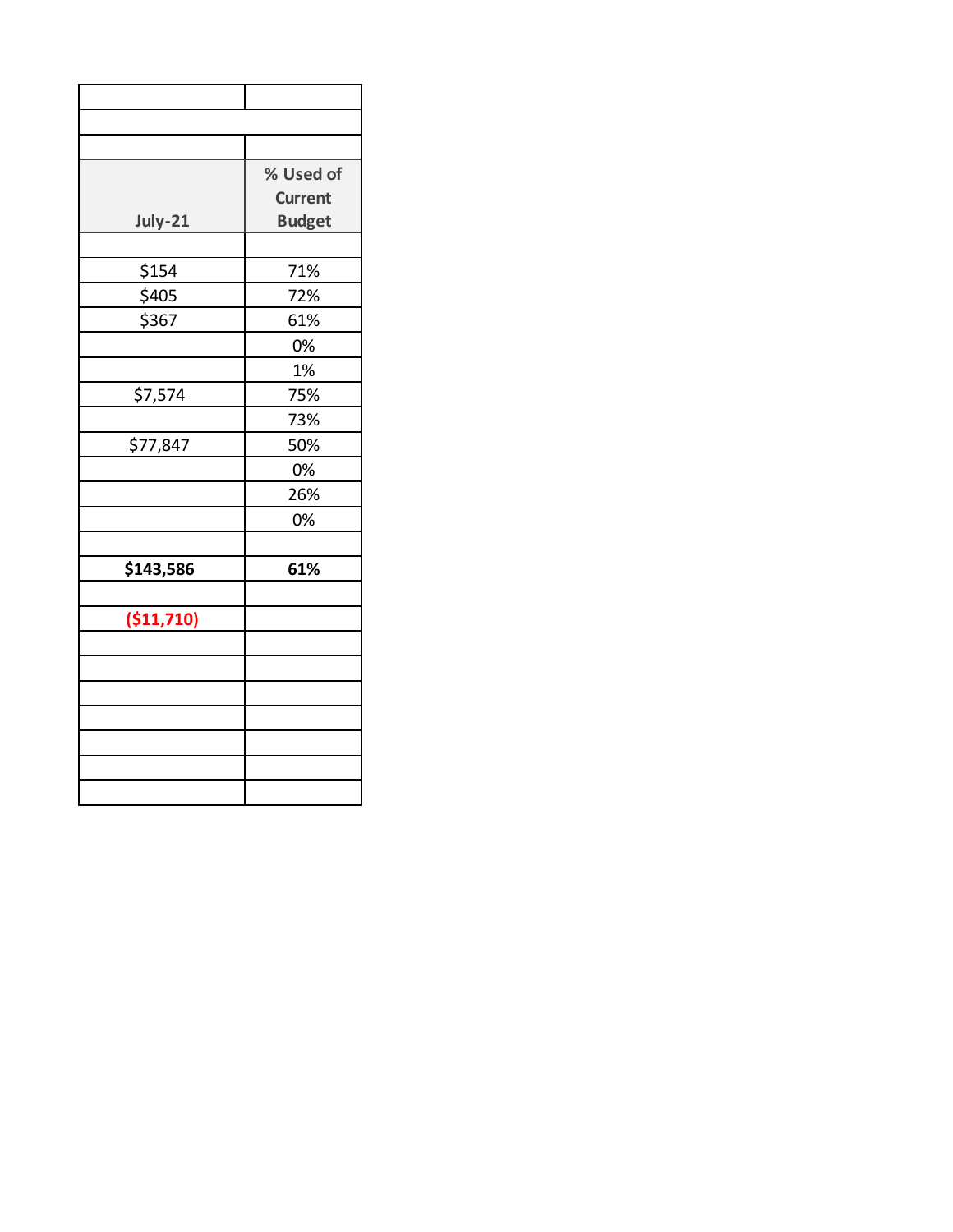| | |
|---|---|
| | |
| | |
| **July-21** | **% Used of Current Budget** |
| | |
| $154 | 71% |
| $405 | 72% |
| $367 | 61% |
| | 0% |
| | 1% |
| $7,574 | 75% |
| | 73% |
| $77,847 | 50% |
| | 0% |
| | 26% |
| | 0% |
| | |
| **$143,586** | **61%** |
| | |
| **($11,710)** | |
| | |
| | |
| | |
| | |
| | |
| | |
| | |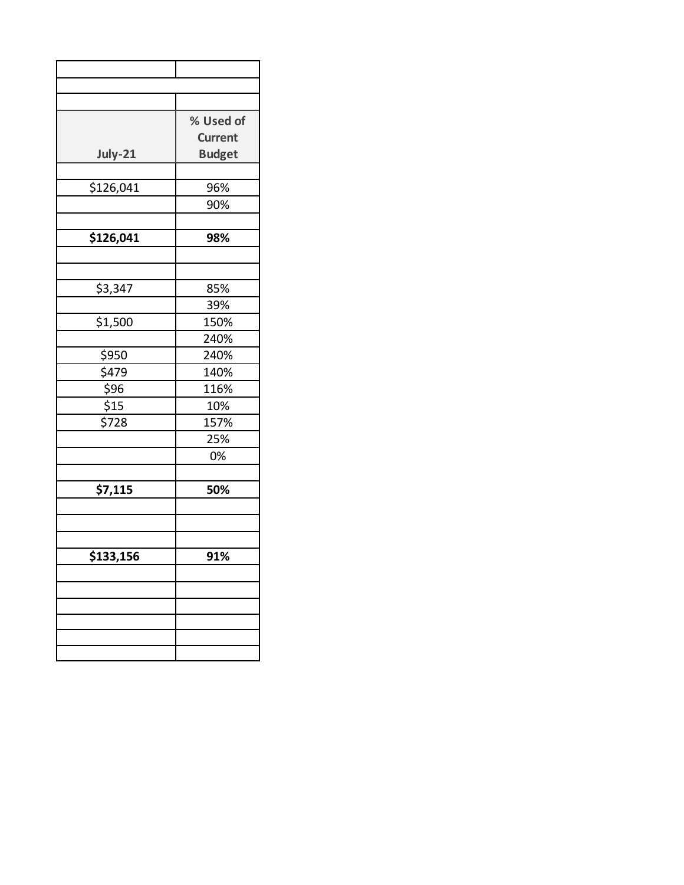| July-21 | % Used of Current Budget |
|---|---|
| | |
| $126,041 | 96% |
| | 90% |
| | |
| **$126,041** | **98%** |
| | |
| | |
| $3,347 | 85% |
| | 39% |
| $1,500 | 150% |
| | 240% |
| $950 | 240% |
| $479 | 140% |
| $96 | 116% |
| $15 | 10% |
| $728 | 157% |
| | 25% |
| | 0% |
| | |
| **$7,115** | **50%** |
| | |
| | |
| | |
| **$133,156** | **91%** |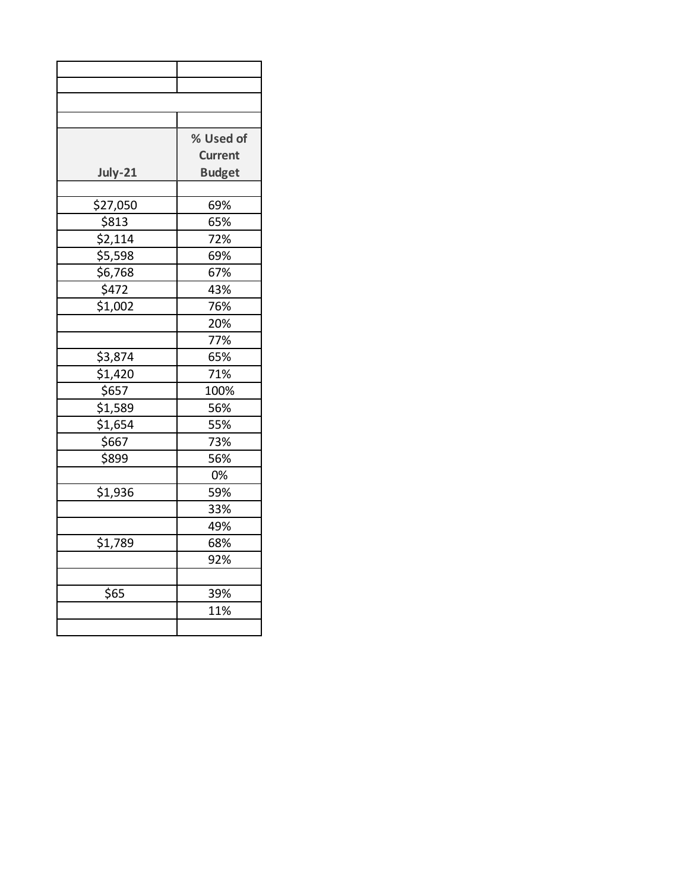| July-21 | % Used of Current Budget |
|---|---|
| | |
| $27,050 | 69% |
| $813 | 65% |
| $2,114 | 72% |
| $5,598 | 69% |
| $6,768 | 67% |
| $472 | 43% |
| $1,002 | 76% |
| | 20% |
| | 77% |
| $3,874 | 65% |
| $1,420 | 71% |
| $657 | 100% |
| $1,589 | 56% |
| $1,654 | 55% |
| $667 | 73% |
| $899 | 56% |
| | 0% |
| $1,936 | 59% |
| | 33% |
| | 49% |
| $1,789 | 68% |
| | 92% |
| | |
| $65 | 39% |
| | 11% |
| | |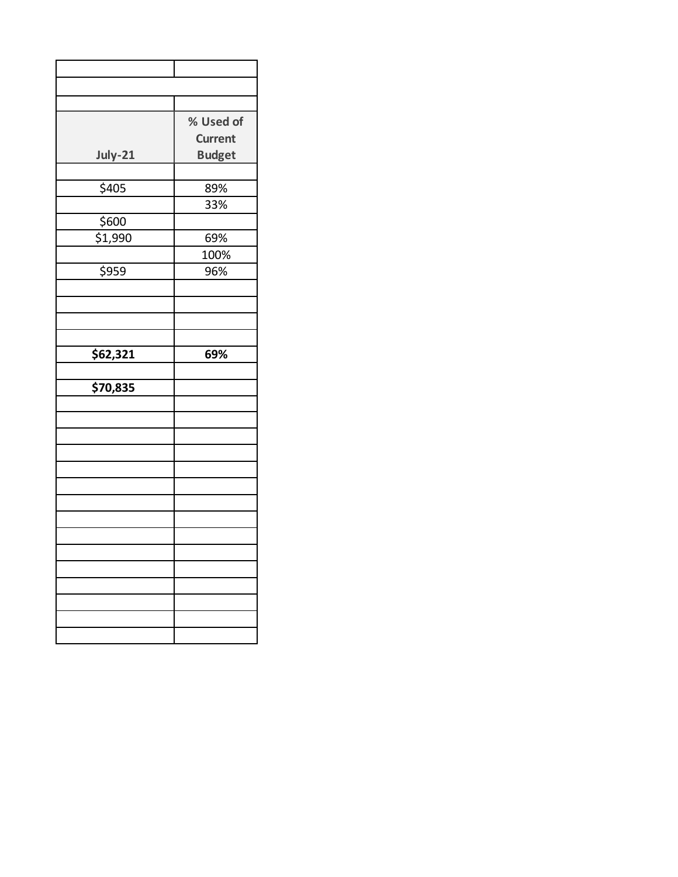| | |
|---|---|
| | |
| | |
| **July-21** | **% Used of Current Budget** |
| | |
| $405 | 89% |
| | 33% |
| $600 | |
| $1,990 | 69% |
| | 100% |
| $959 | 96% |
| | |
| | |
| | |
| | |
| **$62,321** | **69%** |
| | |
| **$70,835** | |
| | |
| | |
| | |
| | |
| | |
| | |
| | |
| | |
| | |
| | |
| | |
| | |
| | |
| | |
| | |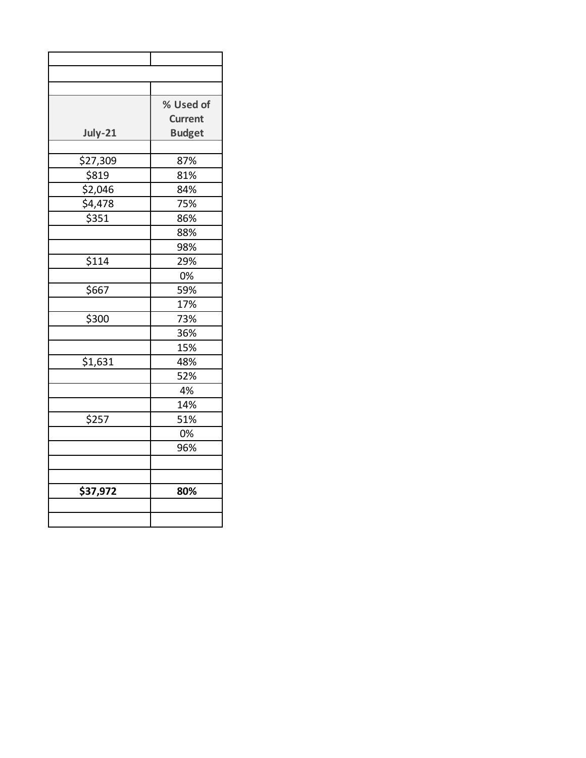| July-21 | % Used of Current Budget |
|---|---|
| | |
| $27,309 | 87% |
| $819 | 81% |
| $2,046 | 84% |
| $4,478 | 75% |
| $351 | 86% |
| | 88% |
| | 98% |
| $114 | 29% |
| | 0% |
| $667 | 59% |
| | 17% |
| $300 | 73% |
| | 36% |
| | 15% |
| $1,631 | 48% |
| | 52% |
| | 4% |
| | 14% |
| $257 | 51% |
| | 0% |
| | 96% |
| | |
| | |
| **$37,972** | **80%** |
| | |
| | |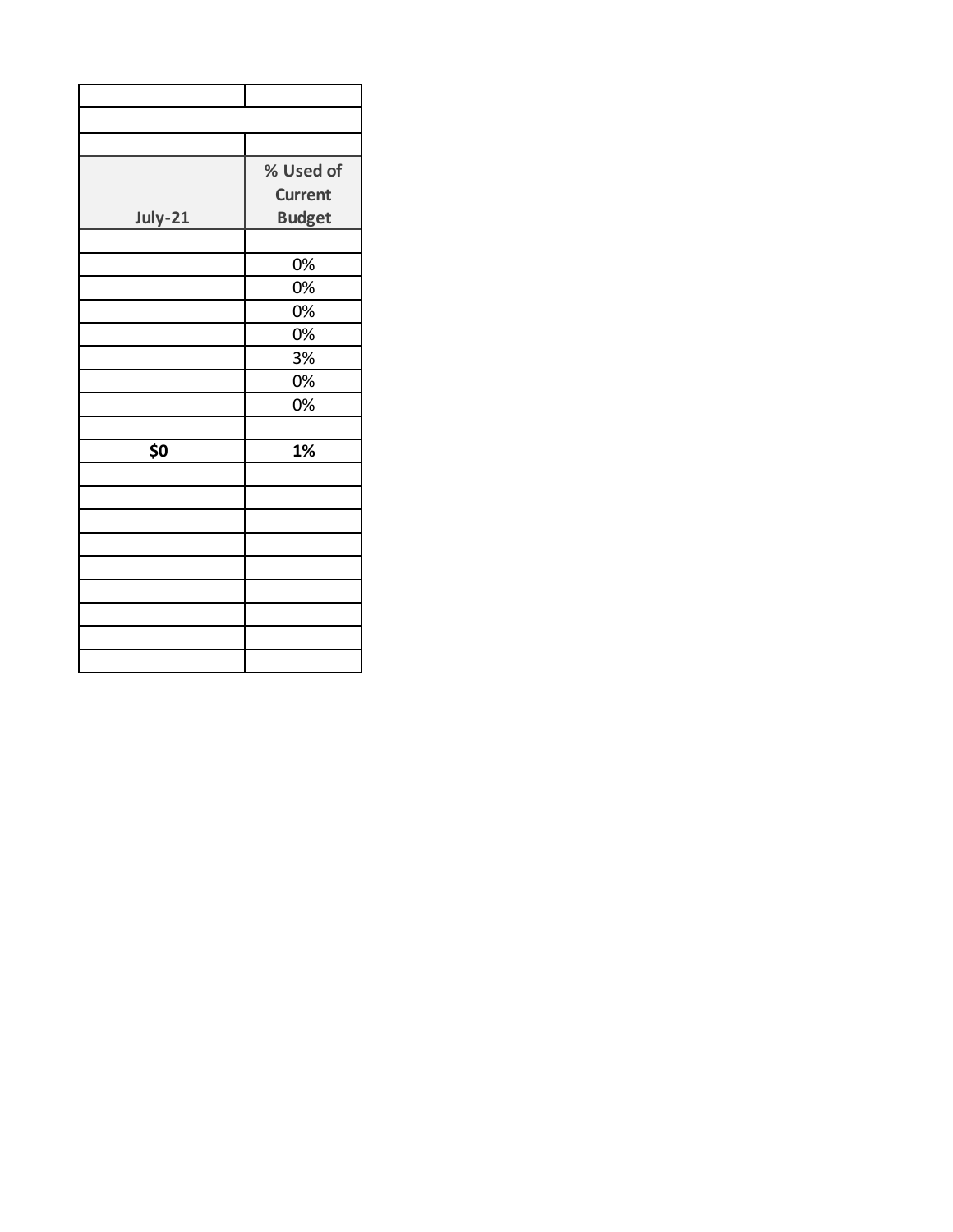| | |
|---|---|
| | |
| | |
| **July-21** | **% Used of Current Budget** |
| | |
| | 0% |
| | 0% |
| | 0% |
| | 0% |
| | 3% |
| | 0% |
| | 0% |
| | |
| **$0** | **1%** |
| | |
| | |
| | |
| | |
| | |
| | |
| | |
| | |
| | |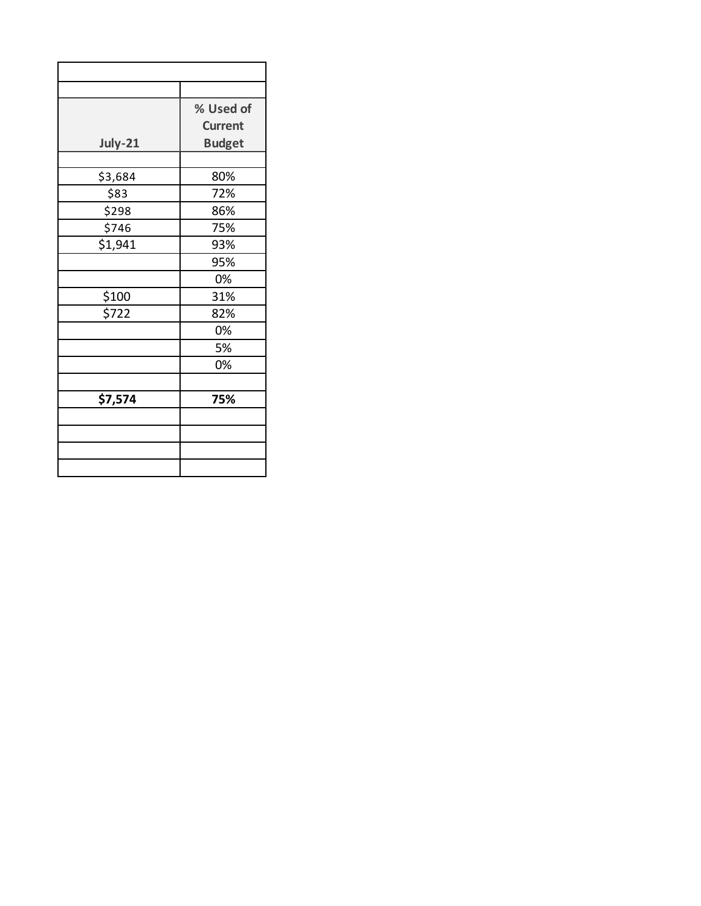| July-21 | % Used of Current Budget |
|---|---|
| | |
| $3,684 | 80% |
| $83 | 72% |
| $298 | 86% |
| $746 | 75% |
| $1,941 | 93% |
| | 95% |
| | 0% |
| $100 | 31% |
| $722 | 82% |
| | 0% |
| | 5% |
| | 0% |
| | |
| **$7,574** | **75%** |
| | |
| | |
| | |
| | |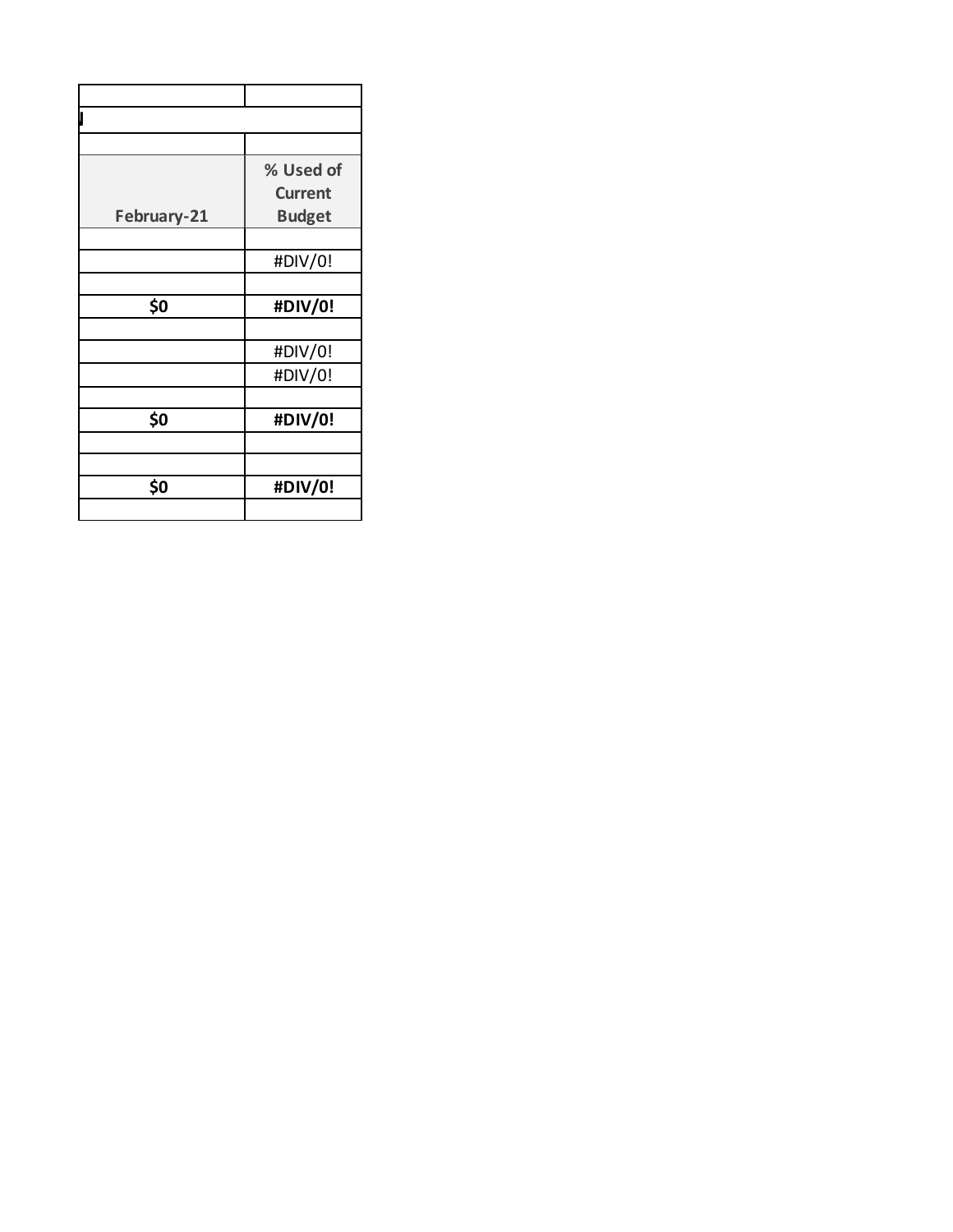| | |
|---|---|
| | |
| | |
| **February-21** | **% Used of Current Budget** |
| | |
| | #DIV/0! |
| | |
| **$0** | **#DIV/0!** |
| | |
| | #DIV/0! |
| | #DIV/0! |
| | |
| **$0** | **#DIV/0!** |
| | |
| | |
| **$0** | **#DIV/0!** |
| | |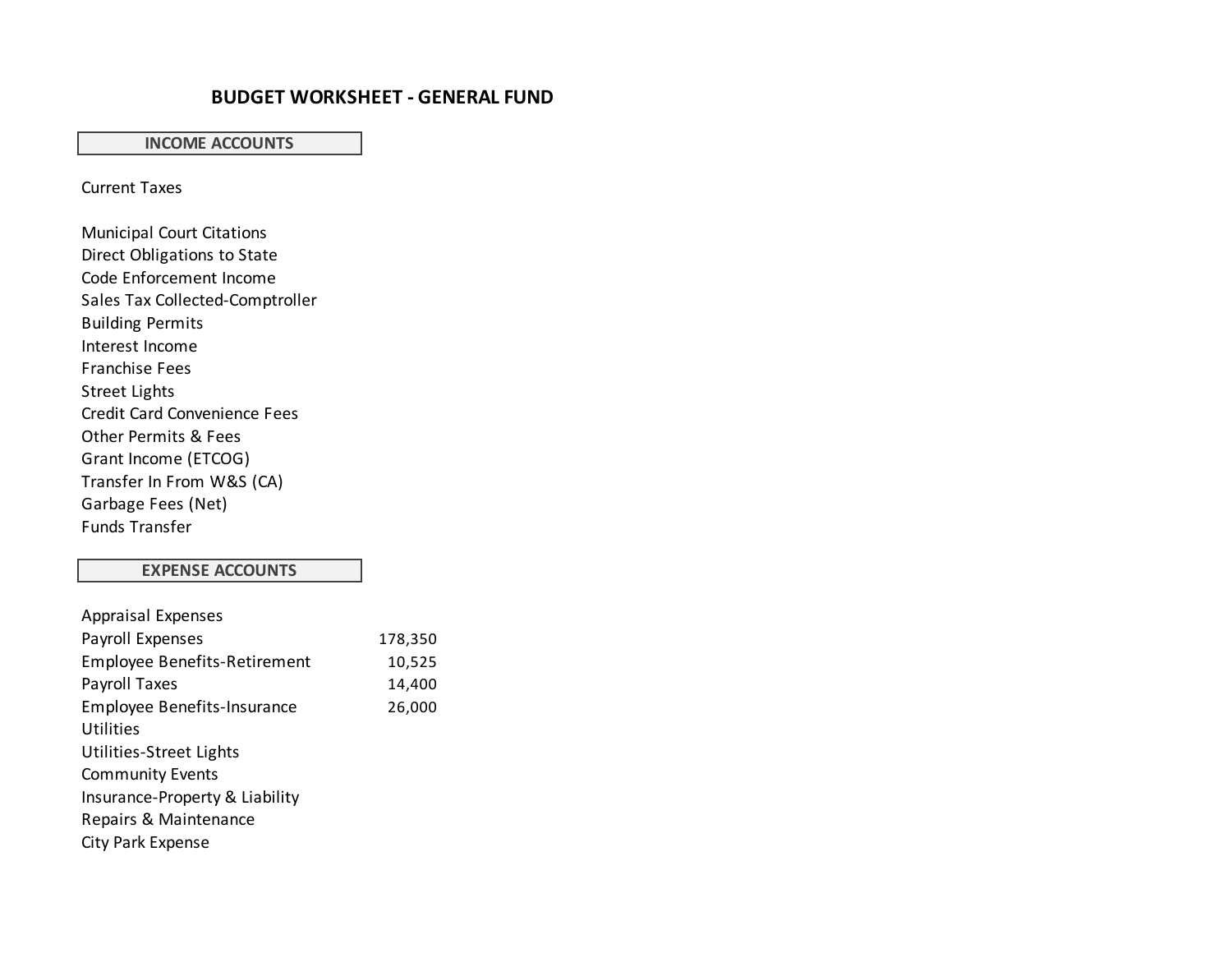# BUDGET WORKSHEET - GENERAL FUND

| INCOME ACCOUNTS | |
|---|---|
| Current Taxes | |
| | |
| Municipal Court Citations | |
| Direct Obligations to State | |
| Code Enforcement Income | |
| Sales Tax Collected-Comptroller | |
| Building Permits | |
| Interest Income | |
| Franchise Fees | |
| Street Lights | |
| Credit Card Convenience Fees | |
| Other Permits & Fees | |
| Grant Income (ETCOG) | |
| Transfer In From W&S (CA) | |
| Garbage Fees (Net) | |
| Funds Transfer | |

| EXPENSE ACCOUNTS | |
|---|---|
| Appraisal Expenses | |
| Payroll Expenses | 178,350 |
| Employee Benefits-Retirement | 10,525 |
| Payroll Taxes | 14,400 |
| Employee Benefits-Insurance | 26,000 |
| Utilities | |
| Utilities-Street Lights | |
| Community Events | |
| Insurance-Property & Liability | |
| Repairs & Maintenance | |
| City Park Expense | |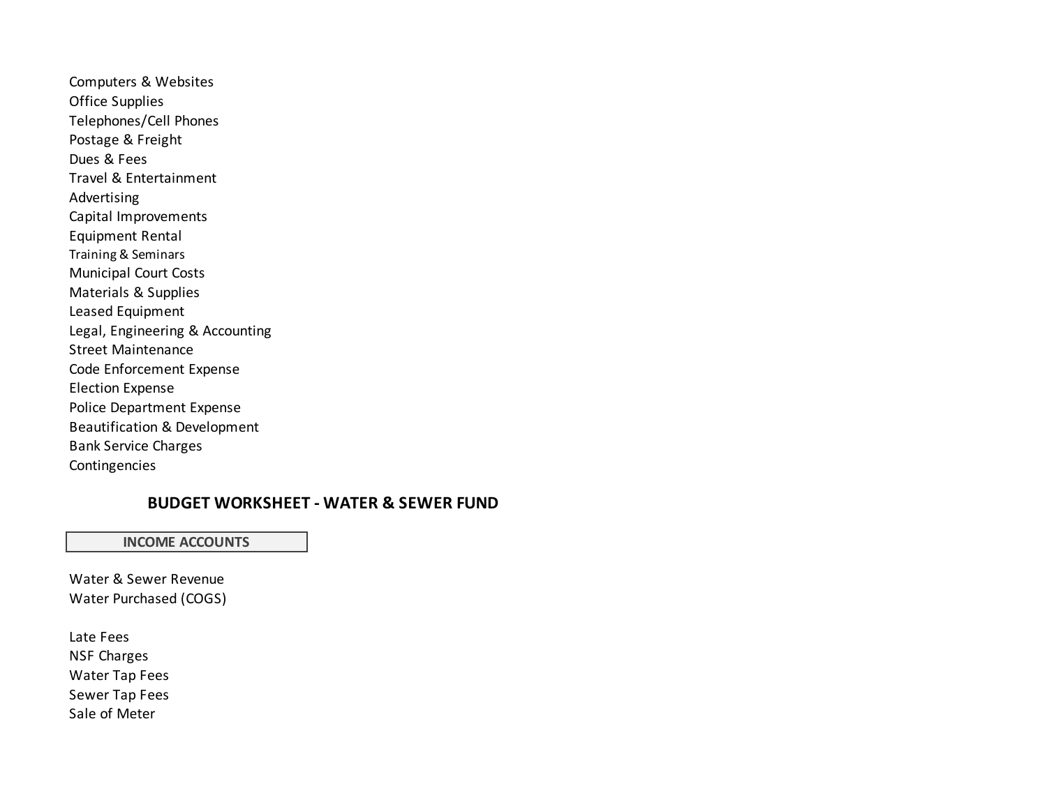Computers & Websites
Office Supplies
Telephones/Cell Phones
Postage & Freight
Dues & Fees
Travel & Entertainment
Advertising
Capital Improvements
Equipment Rental
Training & Seminars
Municipal Court Costs
Materials & Supplies
Leased Equipment
Legal, Engineering & Accounting
Street Maintenance
Code Enforcement Expense
Election Expense
Police Department Expense
Beautification & Development
Bank Service Charges
Contingencies

## BUDGET WORKSHEET - WATER & SEWER FUND

| INCOME ACCOUNTS |
|---|

Water & Sewer Revenue
Water Purchased (COGS)

Late Fees
NSF Charges
Water Tap Fees
Sewer Tap Fees
Sale of Meter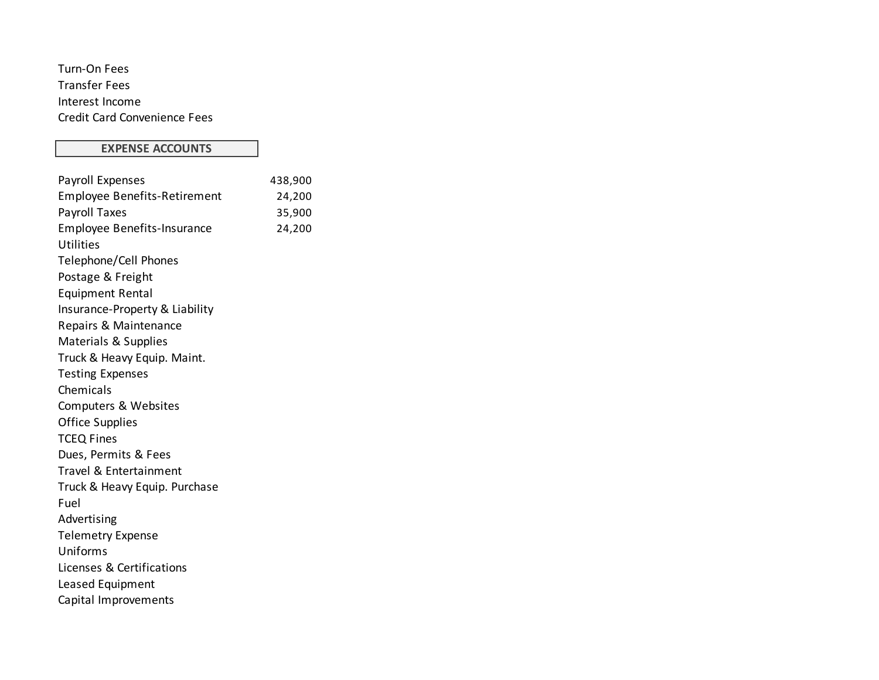| | |
|---|---|
| Turn-On Fees | |
| Transfer Fees | |
| Interest Income | |
| Credit Card Convenience Fees | |

| EXPENSE ACCOUNTS | |
|---|---|
| Payroll Expenses | 438,900 |
| Employee Benefits-Retirement | 24,200 |
| Payroll Taxes | 35,900 |
| Employee Benefits-Insurance | 24,200 |
| Utilities | |
| Telephone/Cell Phones | |
| Postage & Freight | |
| Equipment Rental | |
| Insurance-Property & Liability | |
| Repairs & Maintenance | |
| Materials & Supplies | |
| Truck & Heavy Equip. Maint. | |
| Testing Expenses | |
| Chemicals | |
| Computers & Websites | |
| Office Supplies | |
| TCEQ Fines | |
| Dues, Permits & Fees | |
| Travel & Entertainment | |
| Truck & Heavy Equip. Purchase | |
| Fuel | |
| Advertising | |
| Telemetry Expense | |
| Uniforms | |
| Licenses & Certifications | |
| Leased Equipment | |
| Capital Improvements | |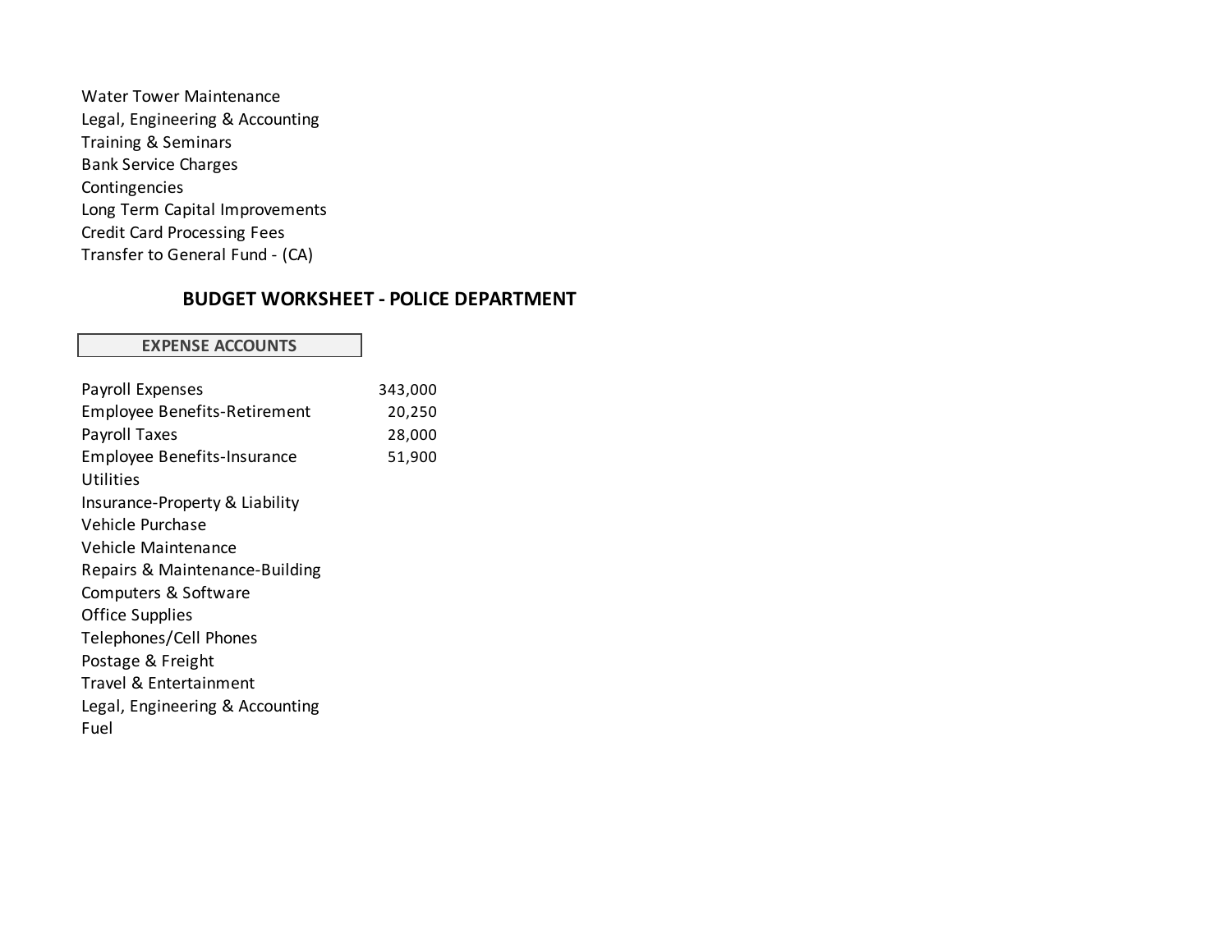Water Tower Maintenance
Legal, Engineering & Accounting
Training & Seminars
Bank Service Charges
Contingencies
Long Term Capital Improvements
Credit Card Processing Fees
Transfer to General Fund - (CA)

## BUDGET WORKSHEET - POLICE DEPARTMENT

| EXPENSE ACCOUNTS | |
|---|---|
| Payroll Expenses | 343,000 |
| Employee Benefits-Retirement | 20,250 |
| Payroll Taxes | 28,000 |
| Employee Benefits-Insurance | 51,900 |
| Utilities | |
| Insurance-Property & Liability | |
| Vehicle Purchase | |
| Vehicle Maintenance | |
| Repairs & Maintenance-Building | |
| Computers & Software | |
| Office Supplies | |
| Telephones/Cell Phones | |
| Postage & Freight | |
| Travel & Entertainment | |
| Legal, Engineering & Accounting | |
| Fuel | |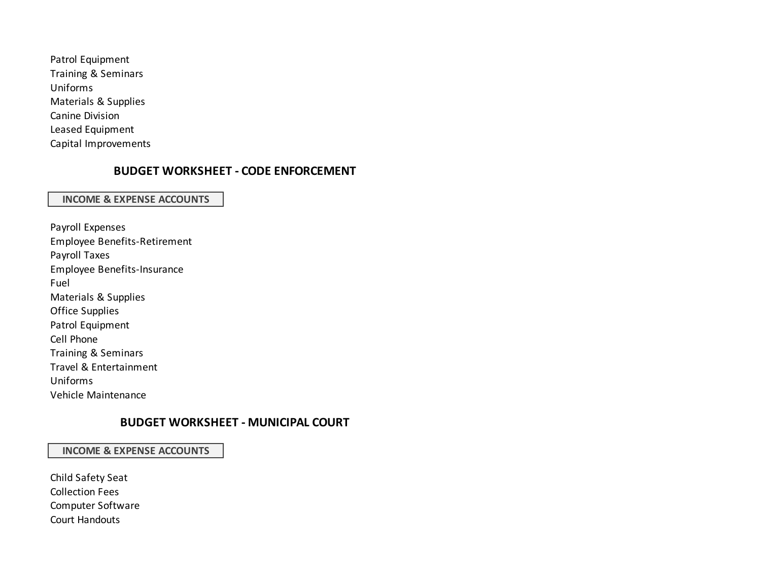Patrol Equipment
Training & Seminars
Uniforms
Materials & Supplies
Canine Division
Leased Equipment
Capital Improvements

## BUDGET WORKSHEET - CODE ENFORCEMENT

**INCOME & EXPENSE ACCOUNTS**

Payroll Expenses
Employee Benefits-Retirement
Payroll Taxes
Employee Benefits-Insurance
Fuel
Materials & Supplies
Office Supplies
Patrol Equipment
Cell Phone
Training & Seminars
Travel & Entertainment
Uniforms
Vehicle Maintenance

## BUDGET WORKSHEET - MUNICIPAL COURT

**INCOME & EXPENSE ACCOUNTS**

Child Safety Seat
Collection Fees
Computer Software
Court Handouts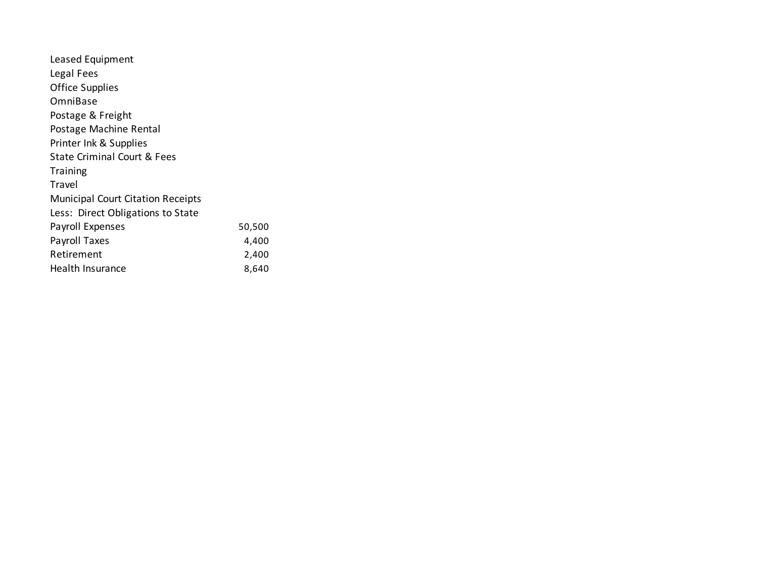| | |
|---|---|
| Leased Equipment | |
| Legal Fees | |
| Office Supplies | |
| OmniBase | |
| Postage & Freight | |
| Postage Machine Rental | |
| Printer Ink & Supplies | |
| State Criminal Court & Fees | |
| Training | |
| Travel | |
| Municipal Court Citation Receipts | |
| Less: Direct Obligations to State | |
| Payroll Expenses | 50,500 |
| Payroll Taxes | 4,400 |
| Retirement | 2,400 |
| Health Insurance | 8,640 |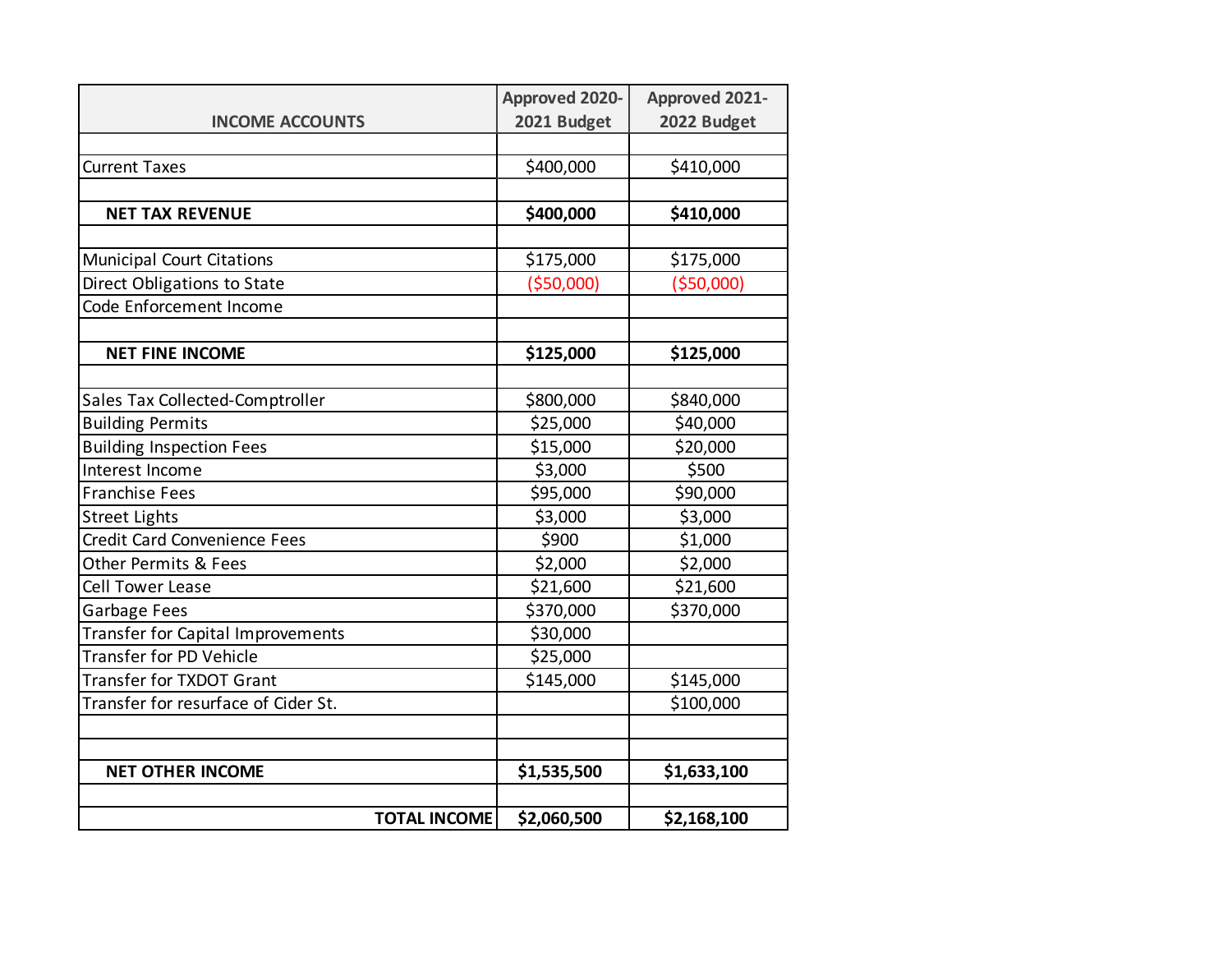| INCOME ACCOUNTS | Approved 2020-2021 Budget | Approved 2021-2022 Budget |
|---|---|---|
| | | |
| Current Taxes | $400,000 | $410,000 |
| | | |
| **NET TAX REVENUE** | **$400,000** | **$410,000** |
| | | |
| Municipal Court Citations | $175,000 | $175,000 |
| Direct Obligations to State | ($50,000) | ($50,000) |
| Code Enforcement Income | | |
| | | |
| **NET FINE INCOME** | **$125,000** | **$125,000** |
| | | |
| Sales Tax Collected-Comptroller | $800,000 | $840,000 |
| Building Permits | $25,000 | $40,000 |
| Building Inspection Fees | $15,000 | $20,000 |
| Interest Income | $3,000 | $500 |
| Franchise Fees | $95,000 | $90,000 |
| Street Lights | $3,000 | $3,000 |
| Credit Card Convenience Fees | $900 | $1,000 |
| Other Permits & Fees | $2,000 | $2,000 |
| Cell Tower Lease | $21,600 | $21,600 |
| Garbage Fees | $370,000 | $370,000 |
| Transfer for Capital Improvements | $30,000 | |
| Transfer for PD Vehicle | $25,000 | |
| Transfer for TXDOT Grant | $145,000 | $145,000 |
| Transfer for resurface of Cider St. | | $100,000 |
| | | |
| | | |
| **NET OTHER INCOME** | **$1,535,500** | **$1,633,100** |
| | | |
| **TOTAL INCOME** | **$2,060,500** | **$2,168,100** |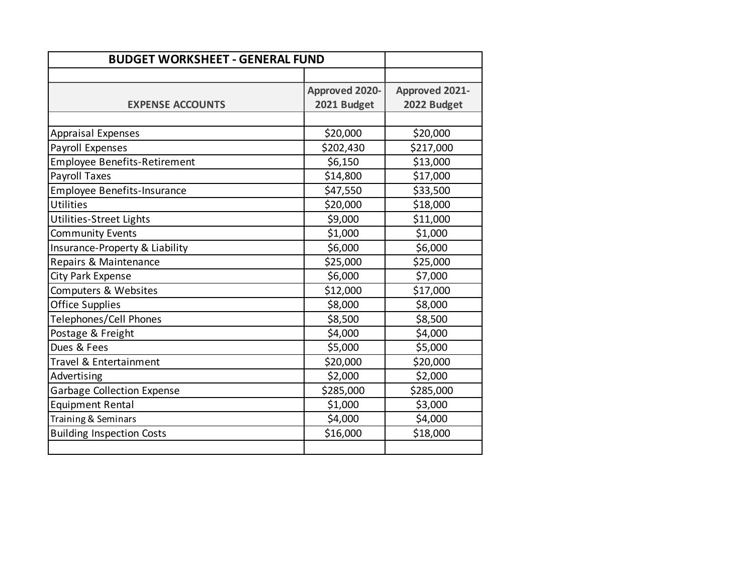| BUDGET WORKSHEET - GENERAL FUND | | |
|---|---|---|
| | | |
| EXPENSE ACCOUNTS | Approved 2020-2021 Budget | Approved 2021-2022 Budget |
| | | |
| Appraisal Expenses | $20,000 | $20,000 |
| Payroll Expenses | $202,430 | $217,000 |
| Employee Benefits-Retirement | $6,150 | $13,000 |
| Payroll Taxes | $14,800 | $17,000 |
| Employee Benefits-Insurance | $47,550 | $33,500 |
| Utilities | $20,000 | $18,000 |
| Utilities-Street Lights | $9,000 | $11,000 |
| Community Events | $1,000 | $1,000 |
| Insurance-Property & Liability | $6,000 | $6,000 |
| Repairs & Maintenance | $25,000 | $25,000 |
| City Park Expense | $6,000 | $7,000 |
| Computers & Websites | $12,000 | $17,000 |
| Office Supplies | $8,000 | $8,000 |
| Telephones/Cell Phones | $8,500 | $8,500 |
| Postage & Freight | $4,000 | $4,000 |
| Dues & Fees | $5,000 | $5,000 |
| Travel & Entertainment | $20,000 | $20,000 |
| Advertising | $2,000 | $2,000 |
| Garbage Collection Expense | $285,000 | $285,000 |
| Equipment Rental | $1,000 | $3,000 |
| Training & Seminars | $4,000 | $4,000 |
| Building Inspection Costs | $16,000 | $18,000 |
| | | |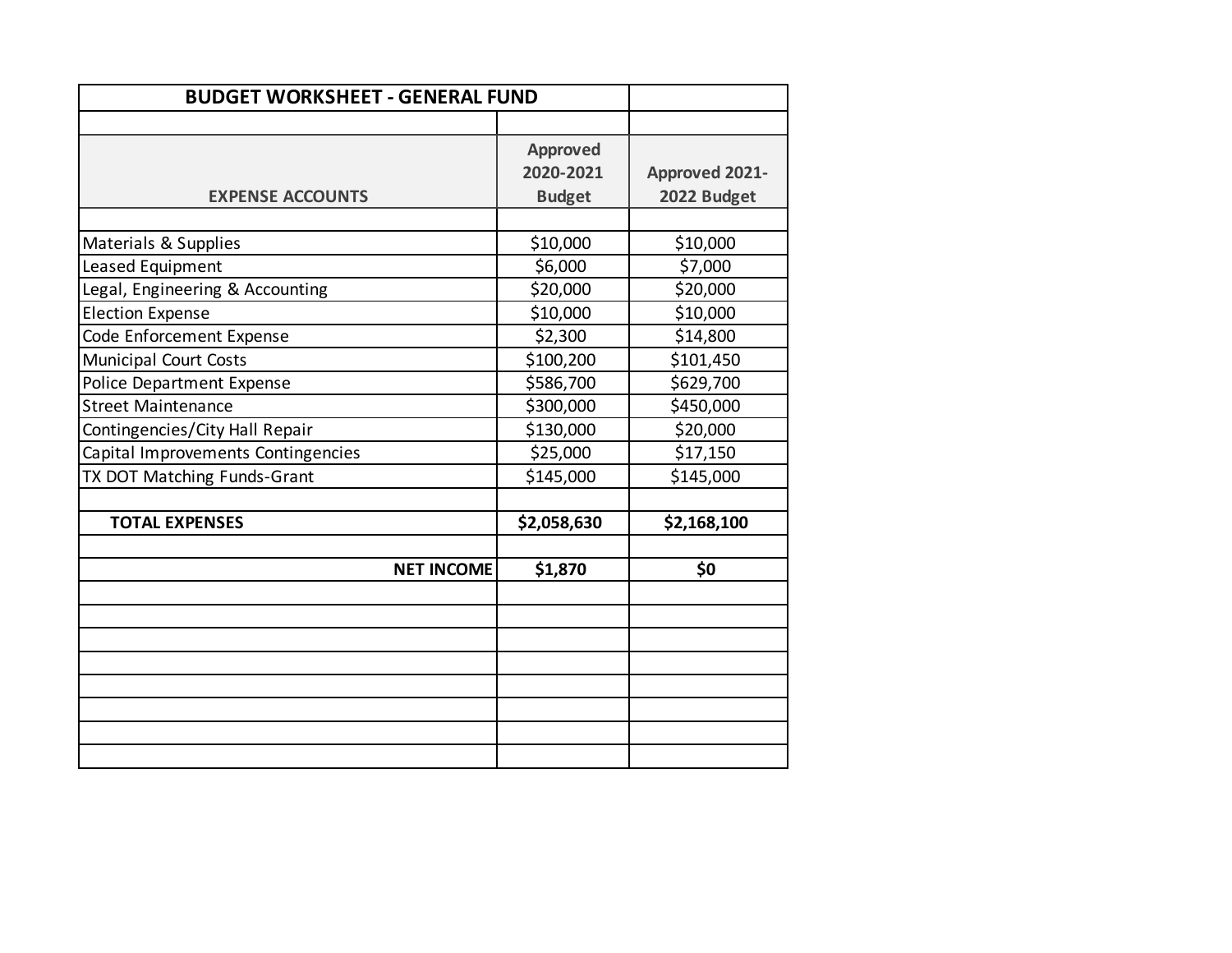| BUDGET WORKSHEET - GENERAL FUND | | |
|---|---|---|
| | | |
| **EXPENSE ACCOUNTS** | **Approved 2020-2021 Budget** | **Approved 2021-2022 Budget** |
| | | |
| Materials & Supplies | $10,000 | $10,000 |
| Leased Equipment | $6,000 | $7,000 |
| Legal, Engineering & Accounting | $20,000 | $20,000 |
| Election Expense | $10,000 | $10,000 |
| Code Enforcement Expense | $2,300 | $14,800 |
| Municipal Court Costs | $100,200 | $101,450 |
| Police Department Expense | $586,700 | $629,700 |
| Street Maintenance | $300,000 | $450,000 |
| Contingencies/City Hall Repair | $130,000 | $20,000 |
| Capital Improvements Contingencies | $25,000 | $17,150 |
| TX DOT Matching Funds-Grant | $145,000 | $145,000 |
| | | |
| **TOTAL EXPENSES** | **$2,058,630** | **$2,168,100** |
| | | |
| **NET INCOME** | **$1,870** | **$0** |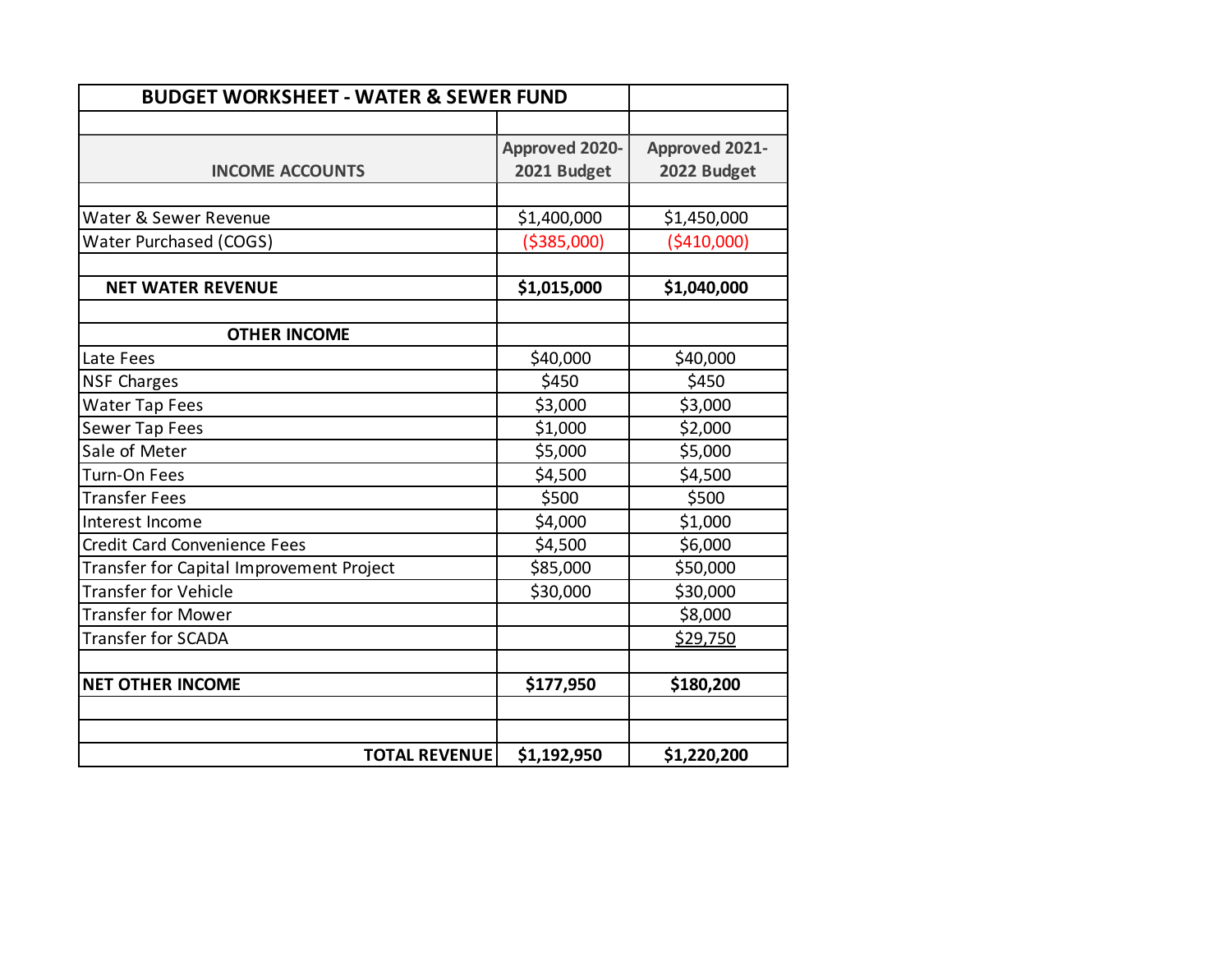| BUDGET WORKSHEET - WATER & SEWER FUND | | |
|---|---|---|
| | | |
| **INCOME ACCOUNTS** | **Approved 2020-2021 Budget** | **Approved 2021-2022 Budget** |
| | | |
| Water & Sewer Revenue | $1,400,000 | $1,450,000 |
| Water Purchased (COGS) | ($385,000) | ($410,000) |
| | | |
| **NET WATER REVENUE** | **$1,015,000** | **$1,040,000** |
| | | |
| **OTHER INCOME** | | |
| Late Fees | $40,000 | $40,000 |
| NSF Charges | $450 | $450 |
| Water Tap Fees | $3,000 | $3,000 |
| Sewer Tap Fees | $1,000 | $2,000 |
| Sale of Meter | $5,000 | $5,000 |
| Turn-On Fees | $4,500 | $4,500 |
| Transfer Fees | $500 | $500 |
| Interest Income | $4,000 | $1,000 |
| Credit Card Convenience Fees | $4,500 | $6,000 |
| Transfer for Capital Improvement Project | $85,000 | $50,000 |
| Transfer for Vehicle | $30,000 | $30,000 |
| Transfer for Mower | | $8,000 |
| Transfer for SCADA | | $29,750 |
| | | |
| **NET OTHER INCOME** | **$177,950** | **$180,200** |
| | | |
| | | |
| **TOTAL REVENUE** | **$1,192,950** | **$1,220,200** |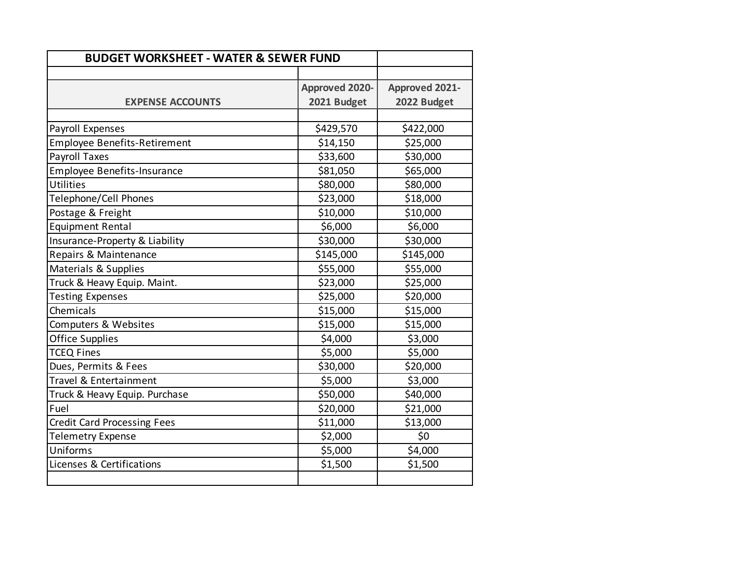| BUDGET WORKSHEET - WATER & SEWER FUND | | |
|---|---|---|
| **EXPENSE ACCOUNTS** | **Approved 2020-2021 Budget** | **Approved 2021-2022 Budget** |
| Payroll Expenses | $429,570 | $422,000 |
| Employee Benefits-Retirement | $14,150 | $25,000 |
| Payroll Taxes | $33,600 | $30,000 |
| Employee Benefits-Insurance | $81,050 | $65,000 |
| Utilities | $80,000 | $80,000 |
| Telephone/Cell Phones | $23,000 | $18,000 |
| Postage & Freight | $10,000 | $10,000 |
| Equipment Rental | $6,000 | $6,000 |
| Insurance-Property & Liability | $30,000 | $30,000 |
| Repairs & Maintenance | $145,000 | $145,000 |
| Materials & Supplies | $55,000 | $55,000 |
| Truck & Heavy Equip. Maint. | $23,000 | $25,000 |
| Testing Expenses | $25,000 | $20,000 |
| Chemicals | $15,000 | $15,000 |
| Computers & Websites | $15,000 | $15,000 |
| Office Supplies | $4,000 | $3,000 |
| TCEQ Fines | $5,000 | $5,000 |
| Dues, Permits & Fees | $30,000 | $20,000 |
| Travel & Entertainment | $5,000 | $3,000 |
| Truck & Heavy Equip. Purchase | $50,000 | $40,000 |
| Fuel | $20,000 | $21,000 |
| Credit Card Processing Fees | $11,000 | $13,000 |
| Telemetry Expense | $2,000 | $0 |
| Uniforms | $5,000 | $4,000 |
| Licenses & Certifications | $1,500 | $1,500 |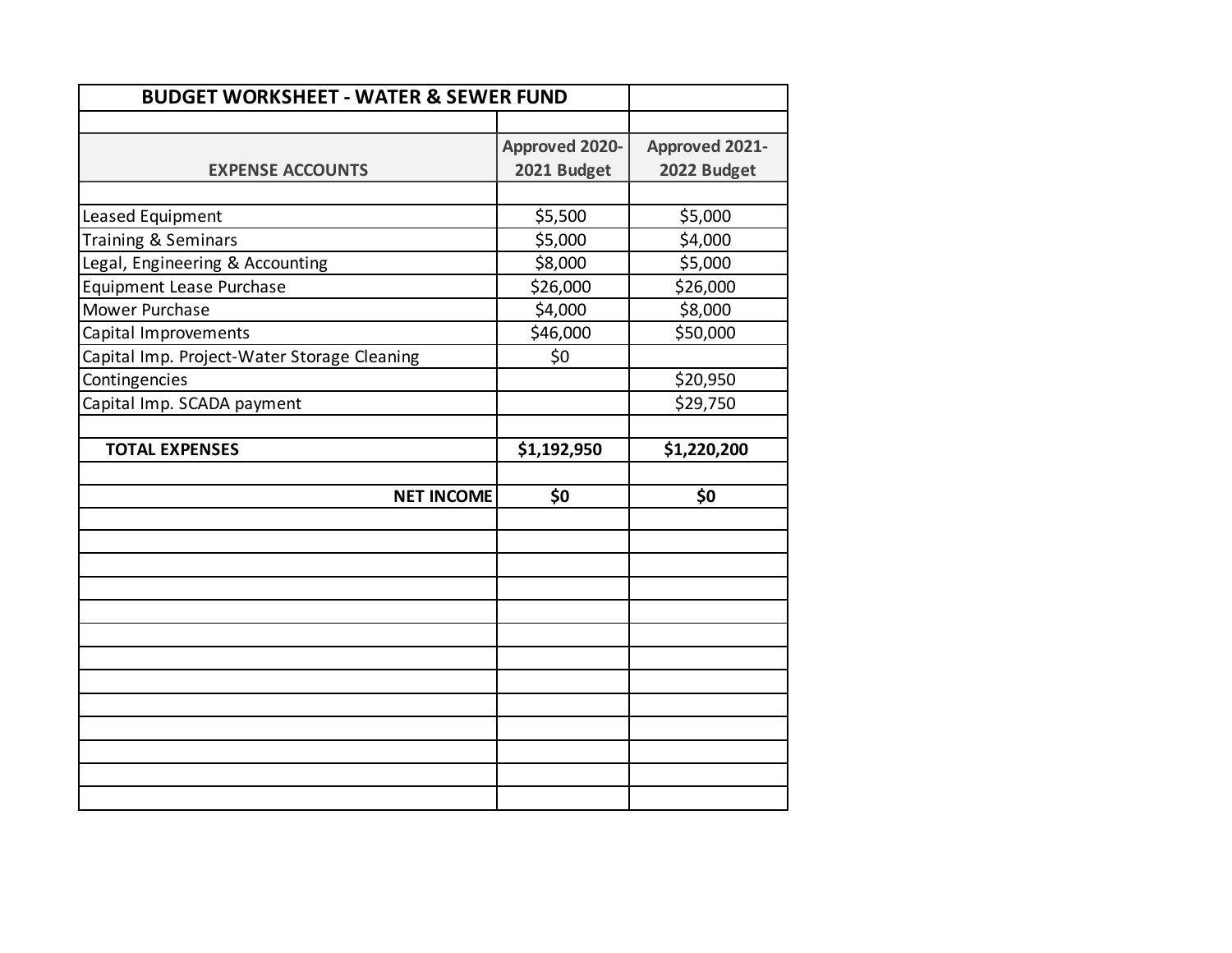| BUDGET WORKSHEET - WATER & SEWER FUND | | |
|---|---|---|
| | | |
| EXPENSE ACCOUNTS | Approved 2020-2021 Budget | Approved 2021-2022 Budget |
| | | |
| Leased Equipment | $5,500 | $5,000 |
| Training & Seminars | $5,000 | $4,000 |
| Legal, Engineering & Accounting | $8,000 | $5,000 |
| Equipment Lease Purchase | $26,000 | $26,000 |
| Mower Purchase | $4,000 | $8,000 |
| Capital Improvements | $46,000 | $50,000 |
| Capital Imp. Project-Water Storage Cleaning | $0 | |
| Contingencies | | $20,950 |
| Capital Imp. SCADA payment | | $29,750 |
| | | |
| **TOTAL EXPENSES** | **$1,192,950** | **$1,220,200** |
| | | |
| **NET INCOME** | **$0** | **$0** |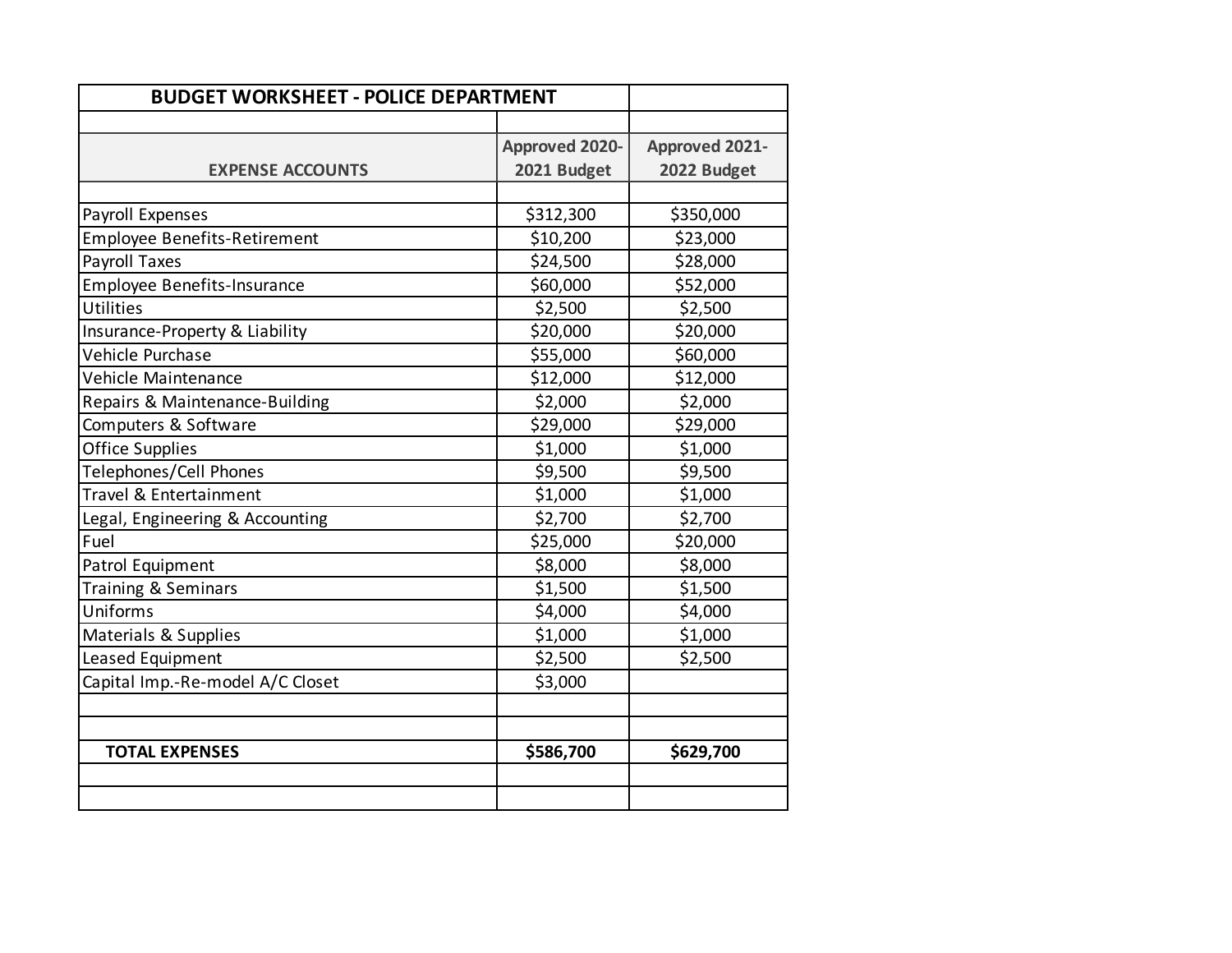| BUDGET WORKSHEET - POLICE DEPARTMENT | | |
|---|---|---|
| **EXPENSE ACCOUNTS** | **Approved 2020-2021 Budget** | **Approved 2021-2022 Budget** |
| Payroll Expenses | $312,300 | $350,000 |
| Employee Benefits-Retirement | $10,200 | $23,000 |
| Payroll Taxes | $24,500 | $28,000 |
| Employee Benefits-Insurance | $60,000 | $52,000 |
| Utilities | $2,500 | $2,500 |
| Insurance-Property & Liability | $20,000 | $20,000 |
| Vehicle Purchase | $55,000 | $60,000 |
| Vehicle Maintenance | $12,000 | $12,000 |
| Repairs & Maintenance-Building | $2,000 | $2,000 |
| Computers & Software | $29,000 | $29,000 |
| Office Supplies | $1,000 | $1,000 |
| Telephones/Cell Phones | $9,500 | $9,500 |
| Travel & Entertainment | $1,000 | $1,000 |
| Legal, Engineering & Accounting | $2,700 | $2,700 |
| Fuel | $25,000 | $20,000 |
| Patrol Equipment | $8,000 | $8,000 |
| Training & Seminars | $1,500 | $1,500 |
| Uniforms | $4,000 | $4,000 |
| Materials & Supplies | $1,000 | $1,000 |
| Leased Equipment | $2,500 | $2,500 |
| Capital Imp.-Re-model A/C Closet | $3,000 | |
| | | |
| | | |
| **TOTAL EXPENSES** | **$586,700** | **$629,700** |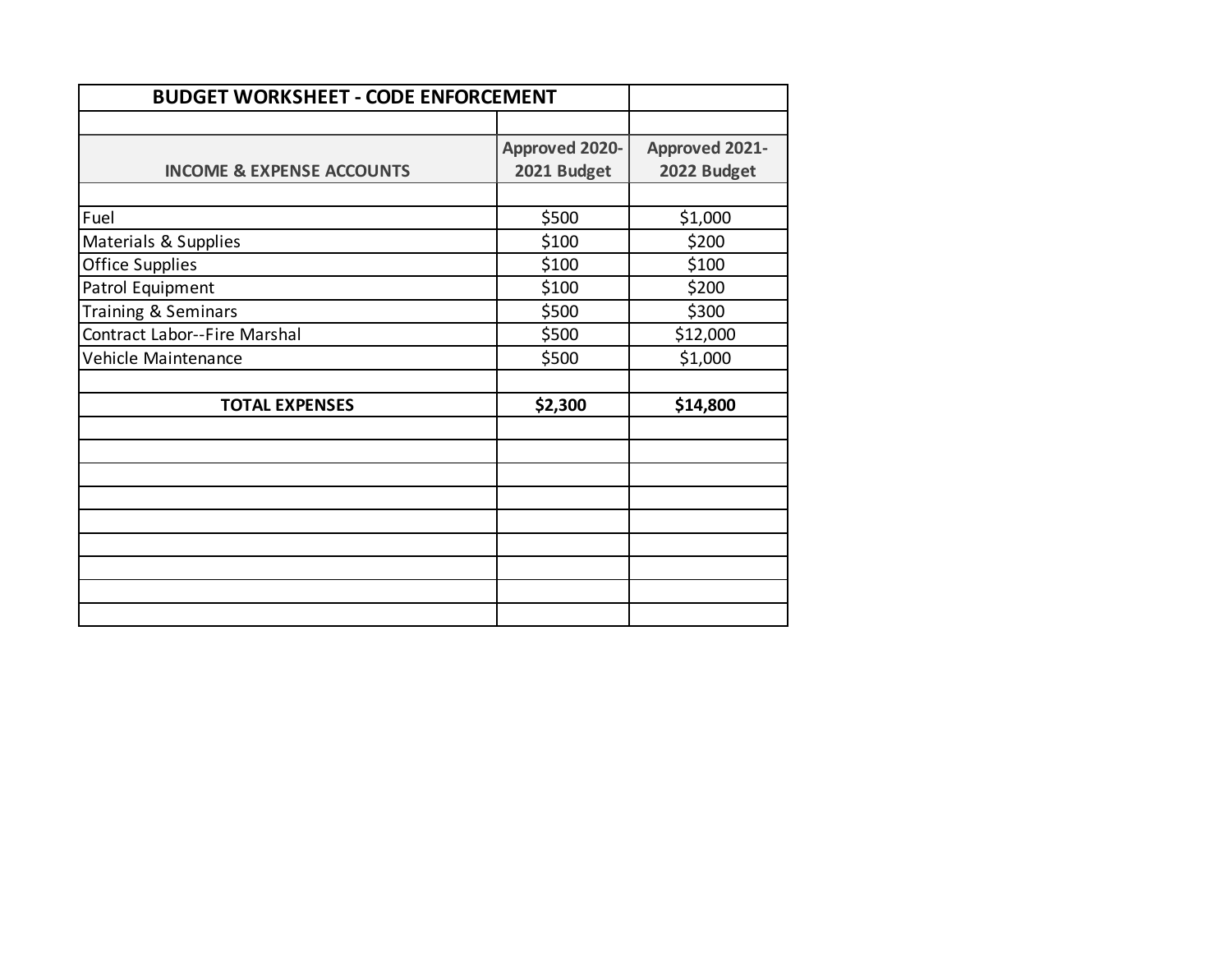## BUDGET WORKSHEET - CODE ENFORCEMENT

| INCOME & EXPENSE ACCOUNTS | Approved 2020-2021 Budget | Approved 2021-2022 Budget |
|---|---|---|
| Fuel | $500 | $1,000 |
| Materials & Supplies | $100 | $200 |
| Office Supplies | $100 | $100 |
| Patrol Equipment | $100 | $200 |
| Training & Seminars | $500 | $300 |
| Contract Labor--Fire Marshal | $500 | $12,000 |
| Vehicle Maintenance | $500 | $1,000 |
| | | |
| **TOTAL EXPENSES** | **$2,300** | **$14,800** |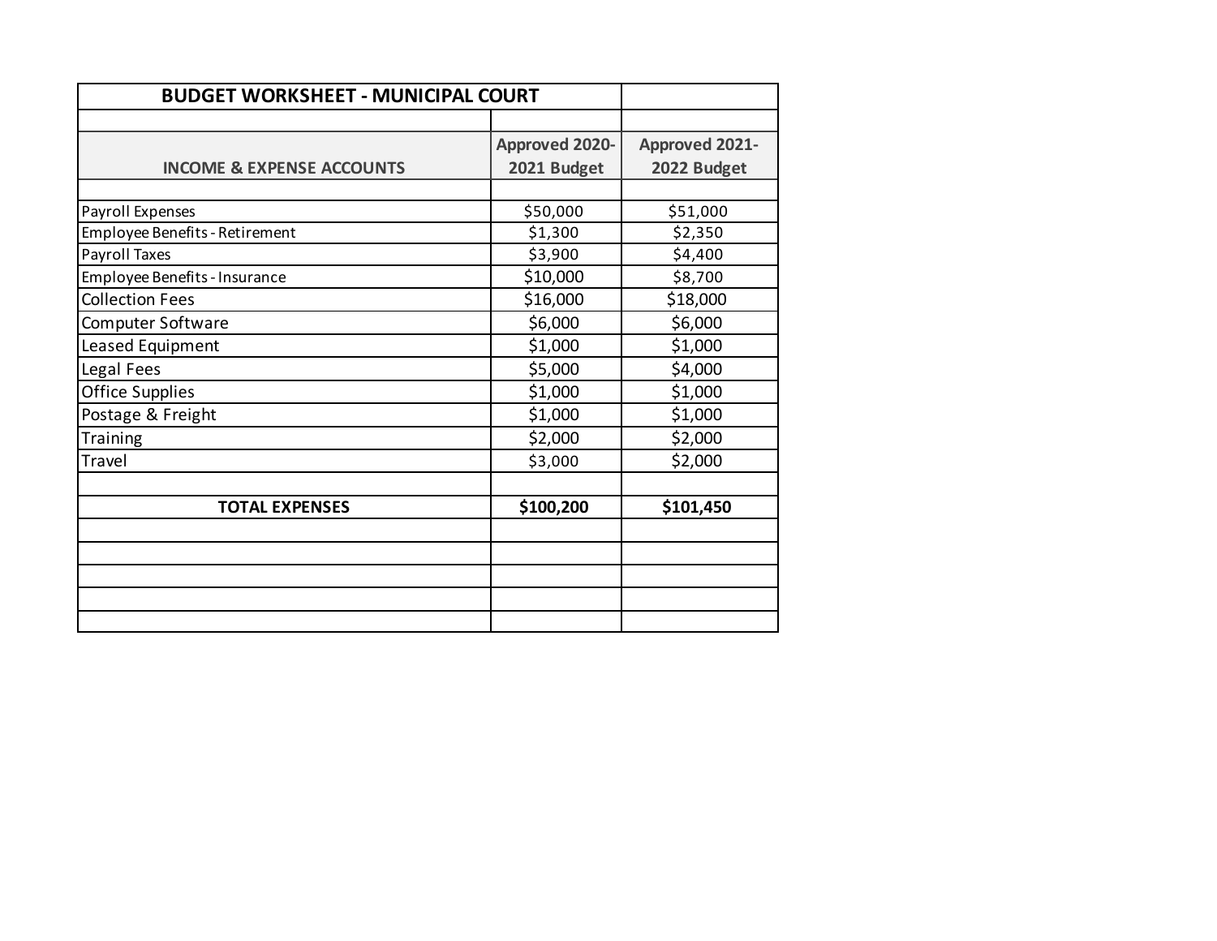| BUDGET WORKSHEET - MUNICIPAL COURT | | |
|---|---|---|
| **INCOME & EXPENSE ACCOUNTS** | **Approved 2020-2021 Budget** | **Approved 2021-2022 Budget** |
| Payroll Expenses | $50,000 | $51,000 |
| Employee Benefits - Retirement | $1,300 | $2,350 |
| Payroll Taxes | $3,900 | $4,400 |
| Employee Benefits - Insurance | $10,000 | $8,700 |
| Collection Fees | $16,000 | $18,000 |
| Computer Software | $6,000 | $6,000 |
| Leased Equipment | $1,000 | $1,000 |
| Legal Fees | $5,000 | $4,000 |
| Office Supplies | $1,000 | $1,000 |
| Postage & Freight | $1,000 | $1,000 |
| Training | $2,000 | $2,000 |
| Travel | $3,000 | $2,000 |
| **TOTAL EXPENSES** | **$100,200** | **$101,450** |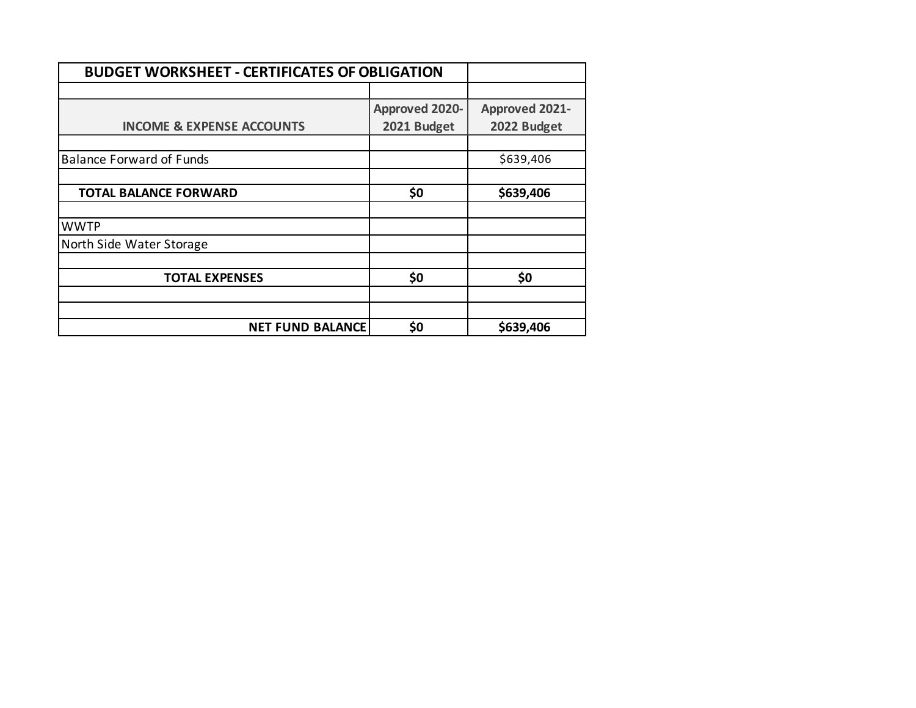| BUDGET WORKSHEET - CERTIFICATES OF OBLIGATION | | |
|---|---|---|
| | | |
| **INCOME & EXPENSE ACCOUNTS** | **Approved 2020-2021 Budget** | **Approved 2021-2022 Budget** |
| | | |
| Balance Forward of Funds | | $639,406 |
| | | |
| **TOTAL BALANCE FORWARD** | **$0** | **$639,406** |
| | | |
| WWTP | | |
| North Side Water Storage | | |
| | | |
| **TOTAL EXPENSES** | **$0** | **$0** |
| | | |
| | | |
| **NET FUND BALANCE** | **$0** | **$639,406** |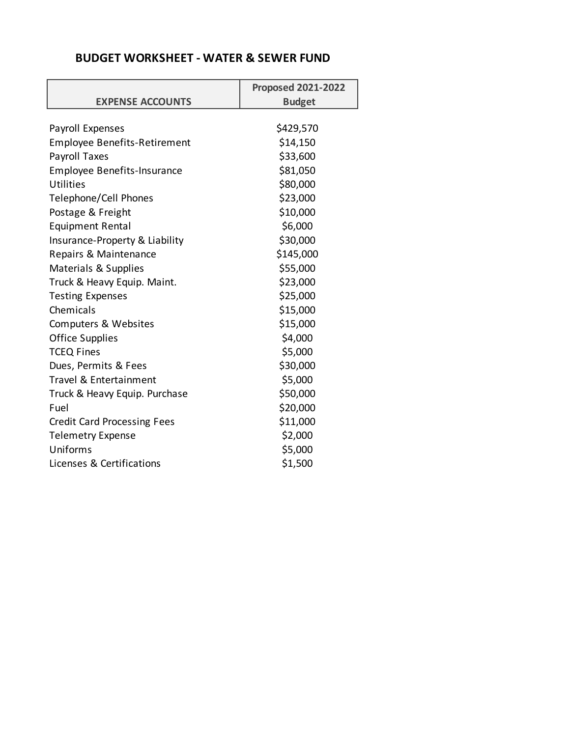## BUDGET WORKSHEET - WATER & SEWER FUND

| EXPENSE ACCOUNTS | Proposed 2021-2022 Budget |
|---|---|
| Payroll Expenses | $429,570 |
| Employee Benefits-Retirement | $14,150 |
| Payroll Taxes | $33,600 |
| Employee Benefits-Insurance | $81,050 |
| Utilities | $80,000 |
| Telephone/Cell Phones | $23,000 |
| Postage & Freight | $10,000 |
| Equipment Rental | $6,000 |
| Insurance-Property & Liability | $30,000 |
| Repairs & Maintenance | $145,000 |
| Materials & Supplies | $55,000 |
| Truck & Heavy Equip. Maint. | $23,000 |
| Testing Expenses | $25,000 |
| Chemicals | $15,000 |
| Computers & Websites | $15,000 |
| Office Supplies | $4,000 |
| TCEQ Fines | $5,000 |
| Dues, Permits & Fees | $30,000 |
| Travel & Entertainment | $5,000 |
| Truck & Heavy Equip. Purchase | $50,000 |
| Fuel | $20,000 |
| Credit Card Processing Fees | $11,000 |
| Telemetry Expense | $2,000 |
| Uniforms | $5,000 |
| Licenses & Certifications | $1,500 |